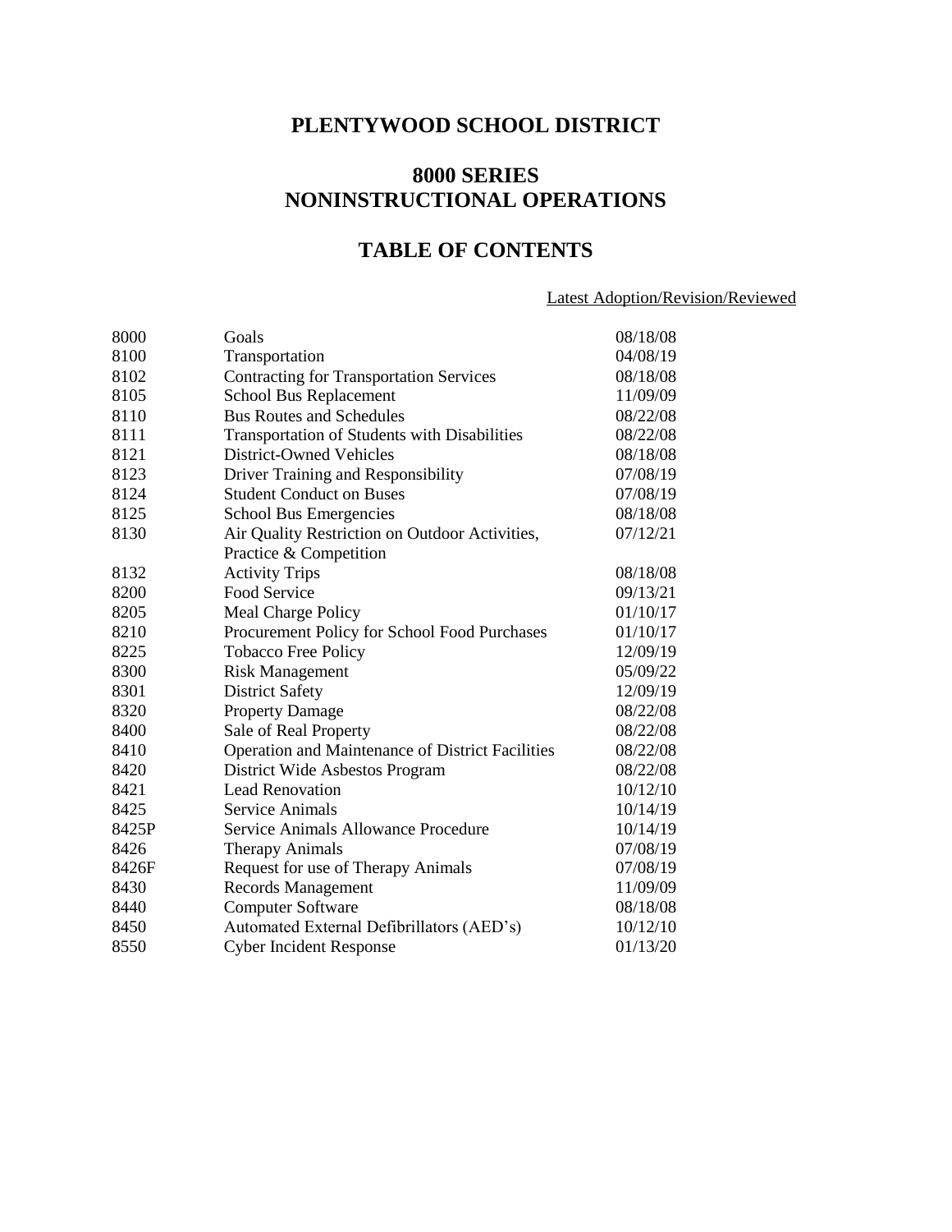# PLENTYWOOD SCHOOL DISTRICT

## 8000 SERIES
## NONINSTRUCTIONAL OPERATIONS

## TABLE OF CONTENTS

| | | Latest Adoption/Revision/Reviewed |
|---|---|---|
| 8000 | Goals | 08/18/08 |
| 8100 | Transportation | 04/08/19 |
| 8102 | Contracting for Transportation Services | 08/18/08 |
| 8105 | School Bus Replacement | 11/09/09 |
| 8110 | Bus Routes and Schedules | 08/22/08 |
| 8111 | Transportation of Students with Disabilities | 08/22/08 |
| 8121 | District-Owned Vehicles | 08/18/08 |
| 8123 | Driver Training and Responsibility | 07/08/19 |
| 8124 | Student Conduct on Buses | 07/08/19 |
| 8125 | School Bus Emergencies | 08/18/08 |
| 8130 | Air Quality Restriction on Outdoor Activities, Practice & Competition | 07/12/21 |
| 8132 | Activity Trips | 08/18/08 |
| 8200 | Food Service | 09/13/21 |
| 8205 | Meal Charge Policy | 01/10/17 |
| 8210 | Procurement Policy for School Food Purchases | 01/10/17 |
| 8225 | Tobacco Free Policy | 12/09/19 |
| 8300 | Risk Management | 05/09/22 |
| 8301 | District Safety | 12/09/19 |
| 8320 | Property Damage | 08/22/08 |
| 8400 | Sale of Real Property | 08/22/08 |
| 8410 | Operation and Maintenance of District Facilities | 08/22/08 |
| 8420 | District Wide Asbestos Program | 08/22/08 |
| 8421 | Lead Renovation | 10/12/10 |
| 8425 | Service Animals | 10/14/19 |
| 8425P | Service Animals Allowance Procedure | 10/14/19 |
| 8426 | Therapy Animals | 07/08/19 |
| 8426F | Request for use of Therapy Animals | 07/08/19 |
| 8430 | Records Management | 11/09/09 |
| 8440 | Computer Software | 08/18/08 |
| 8450 | Automated External Defibrillators (AED's) | 10/12/10 |
| 8550 | Cyber Incident Response | 01/13/20 |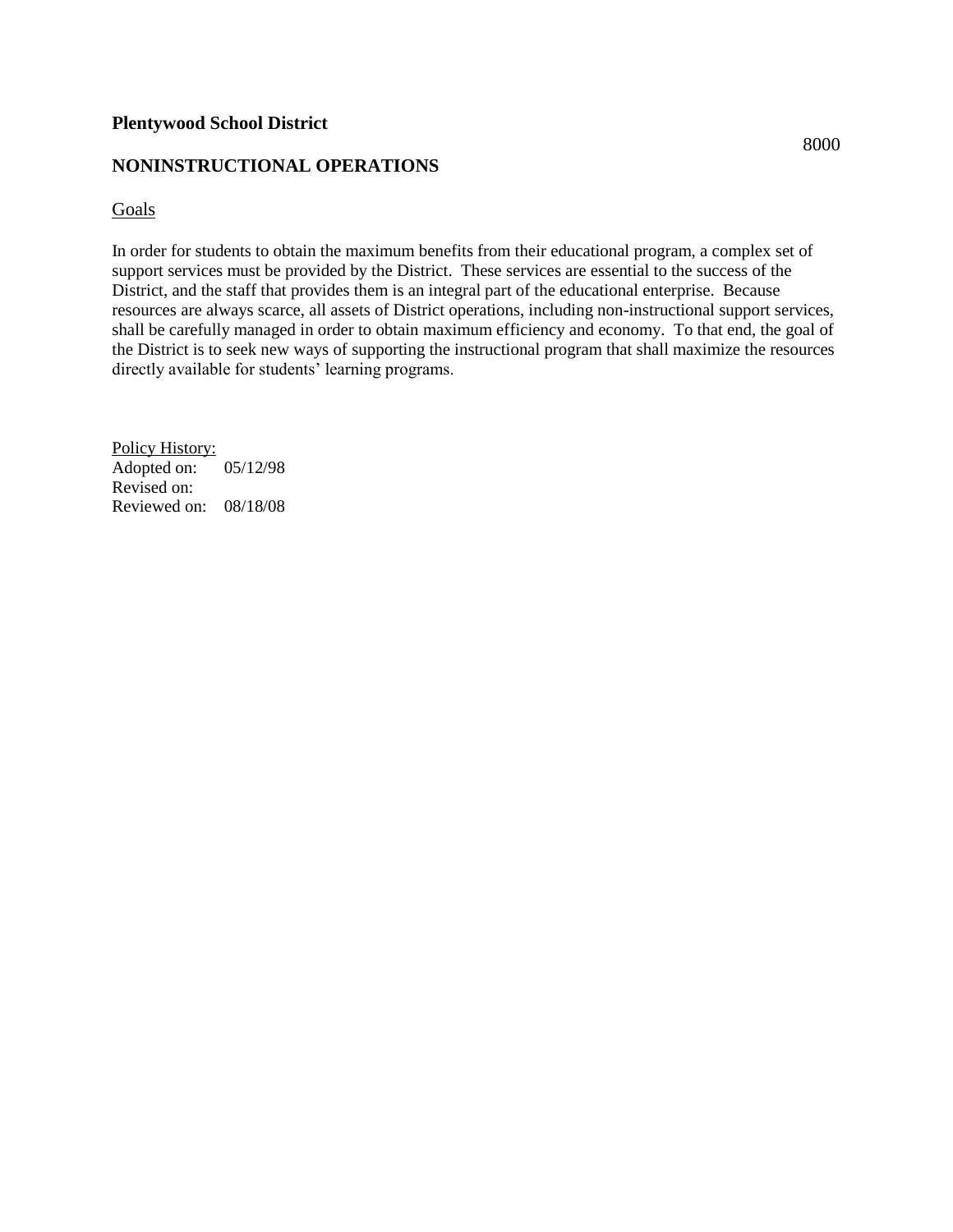**Plentywood School District**

8000

## NONINSTRUCTIONAL OPERATIONS

Goals

In order for students to obtain the maximum benefits from their educational program, a complex set of support services must be provided by the District. These services are essential to the success of the District, and the staff that provides them is an integral part of the educational enterprise. Because resources are always scarce, all assets of District operations, including non-instructional support services, shall be carefully managed in order to obtain maximum efficiency and economy. To that end, the goal of the District is to seek new ways of supporting the instructional program that shall maximize the resources directly available for students' learning programs.

Policy History:
Adopted on: 05/12/98
Revised on:
Reviewed on: 08/18/08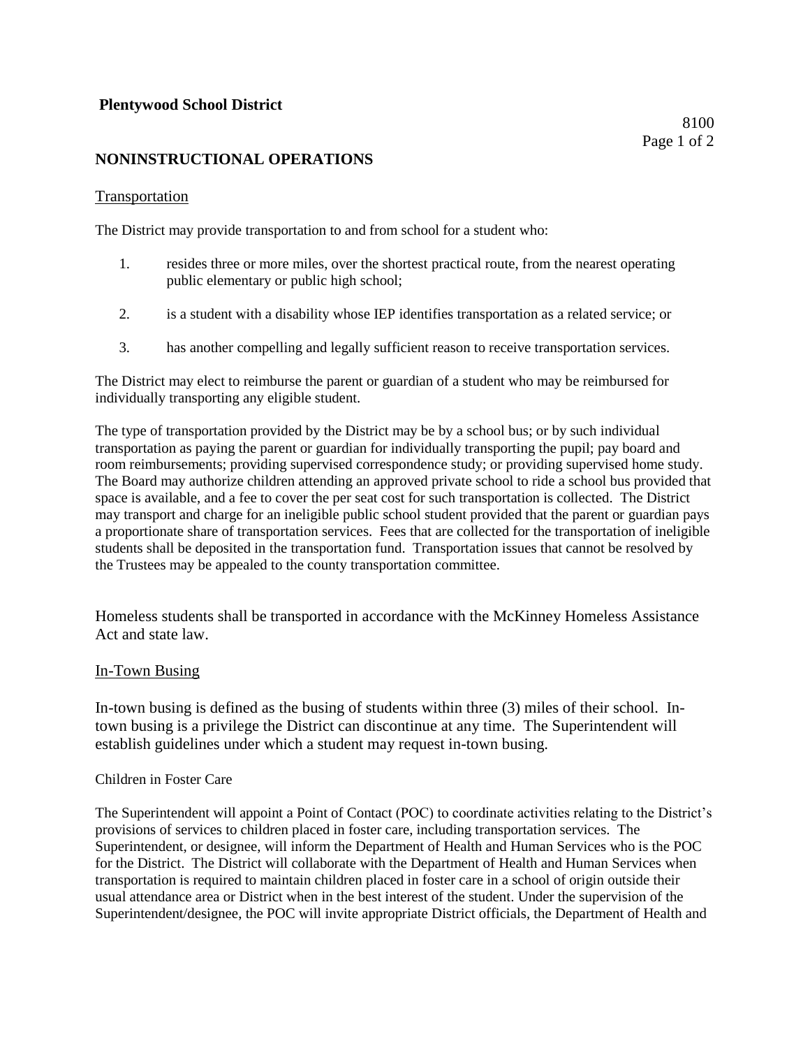**Plentywood School District**

8100

## NONINSTRUCTIONAL OPERATIONS

### Transportation

The District may provide transportation to and from school for a student who:

1. resides three or more miles, over the shortest practical route, from the nearest operating public elementary or public high school;

2. is a student with a disability whose IEP identifies transportation as a related service; or

3. has another compelling and legally sufficient reason to receive transportation services.

The District may elect to reimburse the parent or guardian of a student who may be reimbursed for individually transporting any eligible student.

The type of transportation provided by the District may be by a school bus; or by such individual transportation as paying the parent or guardian for individually transporting the pupil; pay board and room reimbursements; providing supervised correspondence study; or providing supervised home study. The Board may authorize children attending an approved private school to ride a school bus provided that space is available, and a fee to cover the per seat cost for such transportation is collected. The District may transport and charge for an ineligible public school student provided that the parent or guardian pays a proportionate share of transportation services. Fees that are collected for the transportation of ineligible students shall be deposited in the transportation fund. Transportation issues that cannot be resolved by the Trustees may be appealed to the county transportation committee.

Homeless students shall be transported in accordance with the McKinney Homeless Assistance Act and state law.

### In-Town Busing

In-town busing is defined as the busing of students within three (3) miles of their school. In-town busing is a privilege the District can discontinue at any time. The Superintendent will establish guidelines under which a student may request in-town busing.

### Children in Foster Care

The Superintendent will appoint a Point of Contact (POC) to coordinate activities relating to the District's provisions of services to children placed in foster care, including transportation services. The Superintendent, or designee, will inform the Department of Health and Human Services who is the POC for the District. The District will collaborate with the Department of Health and Human Services when transportation is required to maintain children placed in foster care in a school of origin outside their usual attendance area or District when in the best interest of the student. Under the supervision of the Superintendent/designee, the POC will invite appropriate District officials, the Department of Health and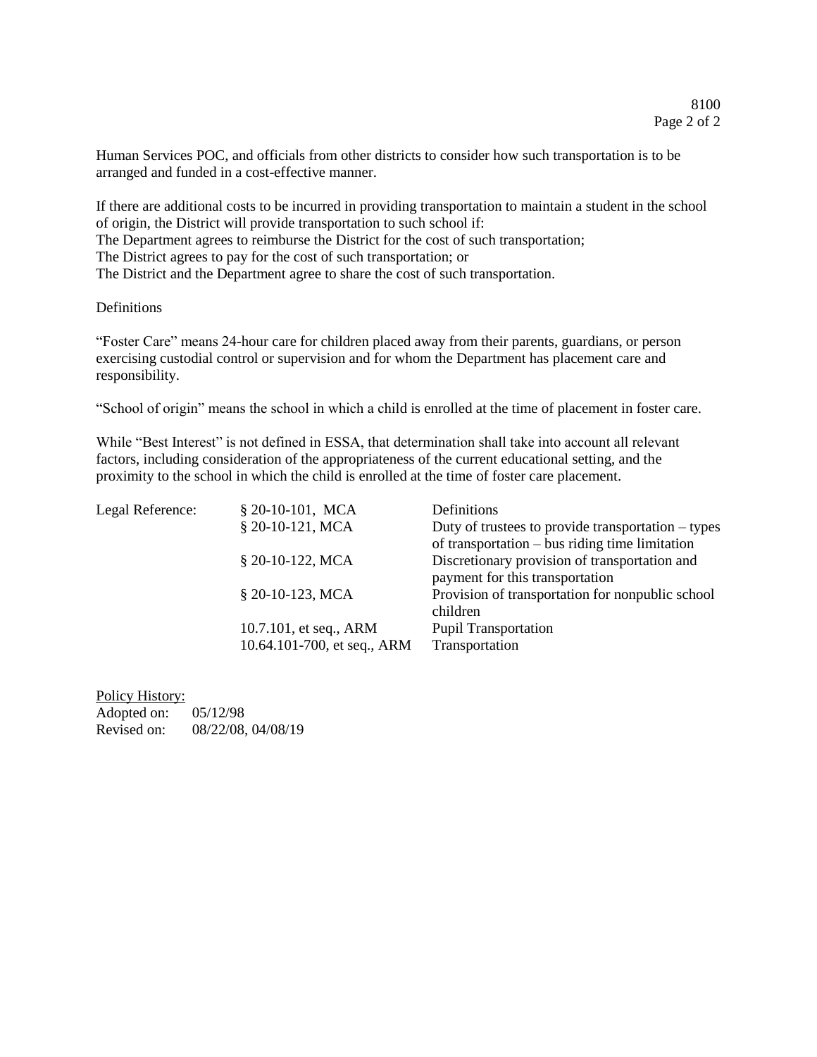Human Services POC, and officials from other districts to consider how such transportation is to be arranged and funded in a cost-effective manner.

If there are additional costs to be incurred in providing transportation to maintain a student in the school of origin, the District will provide transportation to such school if:
The Department agrees to reimburse the District for the cost of such transportation;
The District agrees to pay for the cost of such transportation; or
The District and the Department agree to share the cost of such transportation.

Definitions

"Foster Care" means 24-hour care for children placed away from their parents, guardians, or person exercising custodial control or supervision and for whom the Department has placement care and responsibility.

"School of origin" means the school in which a child is enrolled at the time of placement in foster care.

While "Best Interest" is not defined in ESSA, that determination shall take into account all relevant factors, including consideration of the appropriateness of the current educational setting, and the proximity to the school in which the child is enrolled at the time of foster care placement.

| Legal Reference: | § 20-10-101, MCA | Definitions |
|---|---|---|
| | § 20-10-121, MCA | Duty of trustees to provide transportation – types of transportation – bus riding time limitation |
| | § 20-10-122, MCA | Discretionary provision of transportation and payment for this transportation |
| | § 20-10-123, MCA | Provision of transportation for nonpublic school children |
| | 10.7.101, et seq., ARM | Pupil Transportation |
| | 10.64.101-700, et seq., ARM | Transportation |

<u>Policy History:</u>
Adopted on: 05/12/98
Revised on: 08/22/08, 04/08/19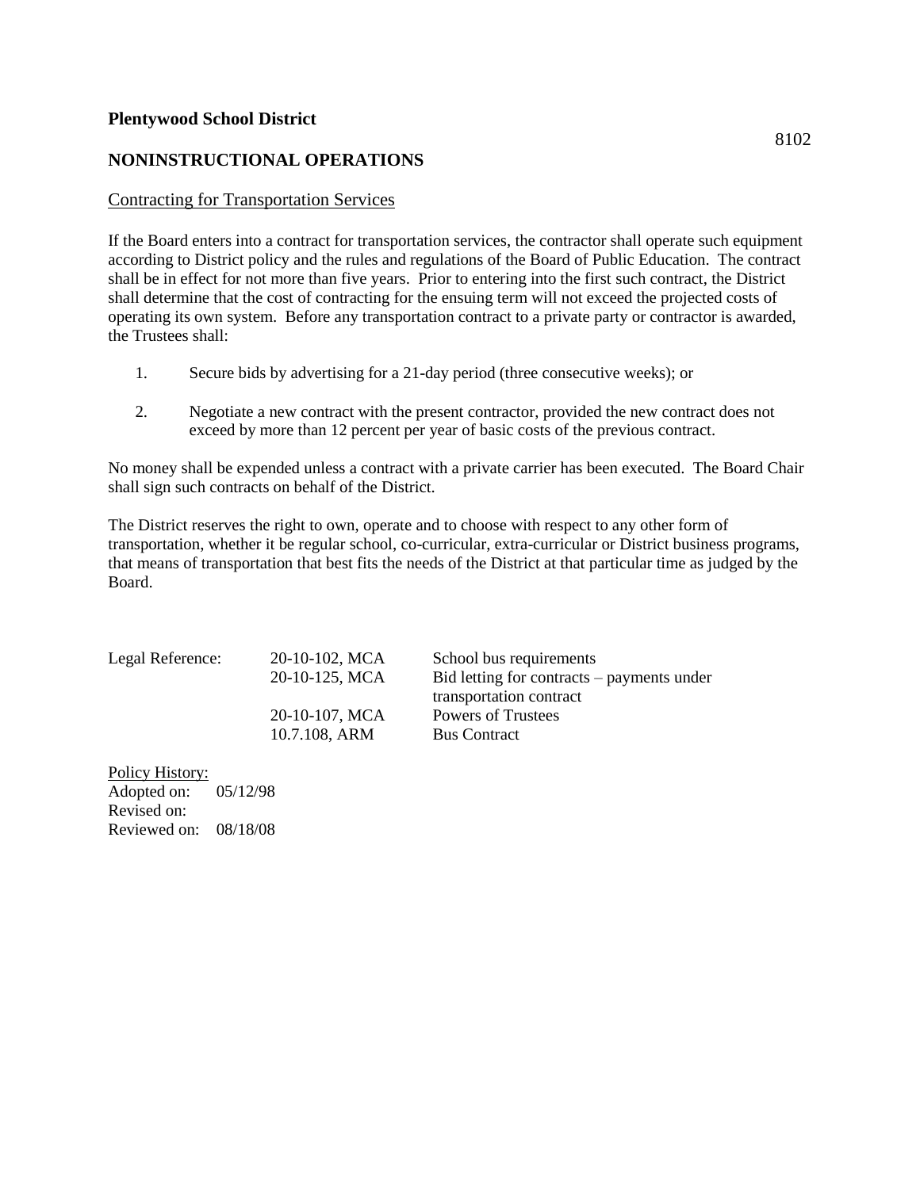**Plentywood School District**

8102

## NONINSTRUCTIONAL OPERATIONS

<u>Contracting for Transportation Services</u>

If the Board enters into a contract for transportation services, the contractor shall operate such equipment according to District policy and the rules and regulations of the Board of Public Education. The contract shall be in effect for not more than five years. Prior to entering into the first such contract, the District shall determine that the cost of contracting for the ensuing term will not exceed the projected costs of operating its own system. Before any transportation contract to a private party or contractor is awarded, the Trustees shall:

1. Secure bids by advertising for a 21-day period (three consecutive weeks); or

2. Negotiate a new contract with the present contractor, provided the new contract does not exceed by more than 12 percent per year of basic costs of the previous contract.

No money shall be expended unless a contract with a private carrier has been executed. The Board Chair shall sign such contracts on behalf of the District.

The District reserves the right to own, operate and to choose with respect to any other form of transportation, whether it be regular school, co-curricular, extra-curricular or District business programs, that means of transportation that best fits the needs of the District at that particular time as judged by the Board.

| Legal Reference: | 20-10-102, MCA | School bus requirements |
|---|---|---|
| | 20-10-125, MCA | Bid letting for contracts – payments under transportation contract |
| | 20-10-107, MCA | Powers of Trustees |
| | 10.7.108, ARM | Bus Contract |

<u>Policy History:</u>
Adopted on: 05/12/98
Revised on:
Reviewed on: 08/18/08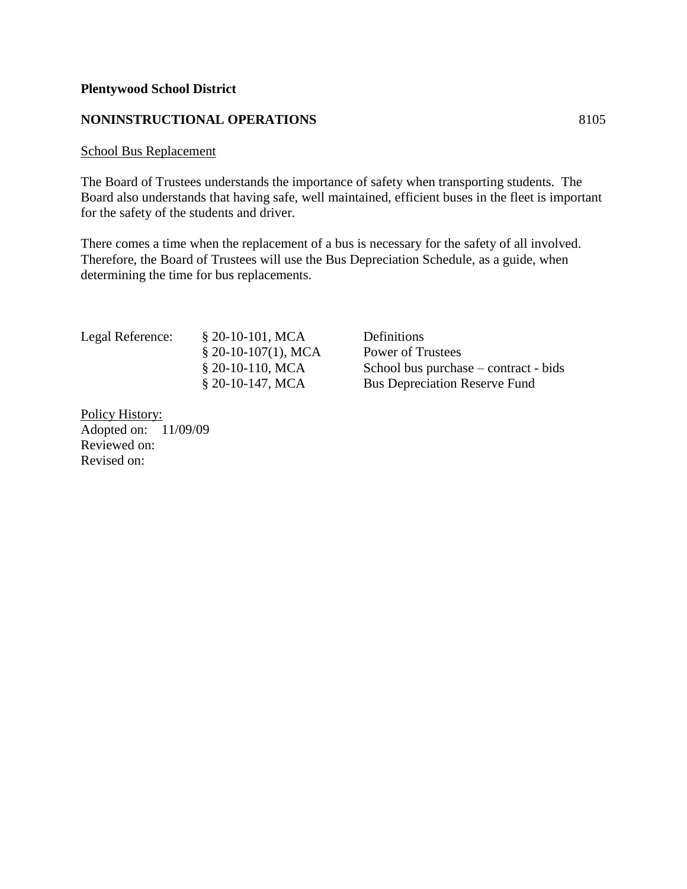**Plentywood School District**

**NONINSTRUCTIONAL OPERATIONS** 8105

School Bus Replacement

The Board of Trustees understands the importance of safety when transporting students. The Board also understands that having safe, well maintained, efficient buses in the fleet is important for the safety of the students and driver.

There comes a time when the replacement of a bus is necessary for the safety of all involved. Therefore, the Board of Trustees will use the Bus Depreciation Schedule, as a guide, when determining the time for bus replacements.

| Legal Reference: | § 20-10-101, MCA | Definitions |
|---|---|---|
| | § 20-10-107(1), MCA | Power of Trustees |
| | § 20-10-110, MCA | School bus purchase – contract - bids |
| | § 20-10-147, MCA | Bus Depreciation Reserve Fund |

Policy History:
Adopted on: 11/09/09
Reviewed on:
Revised on: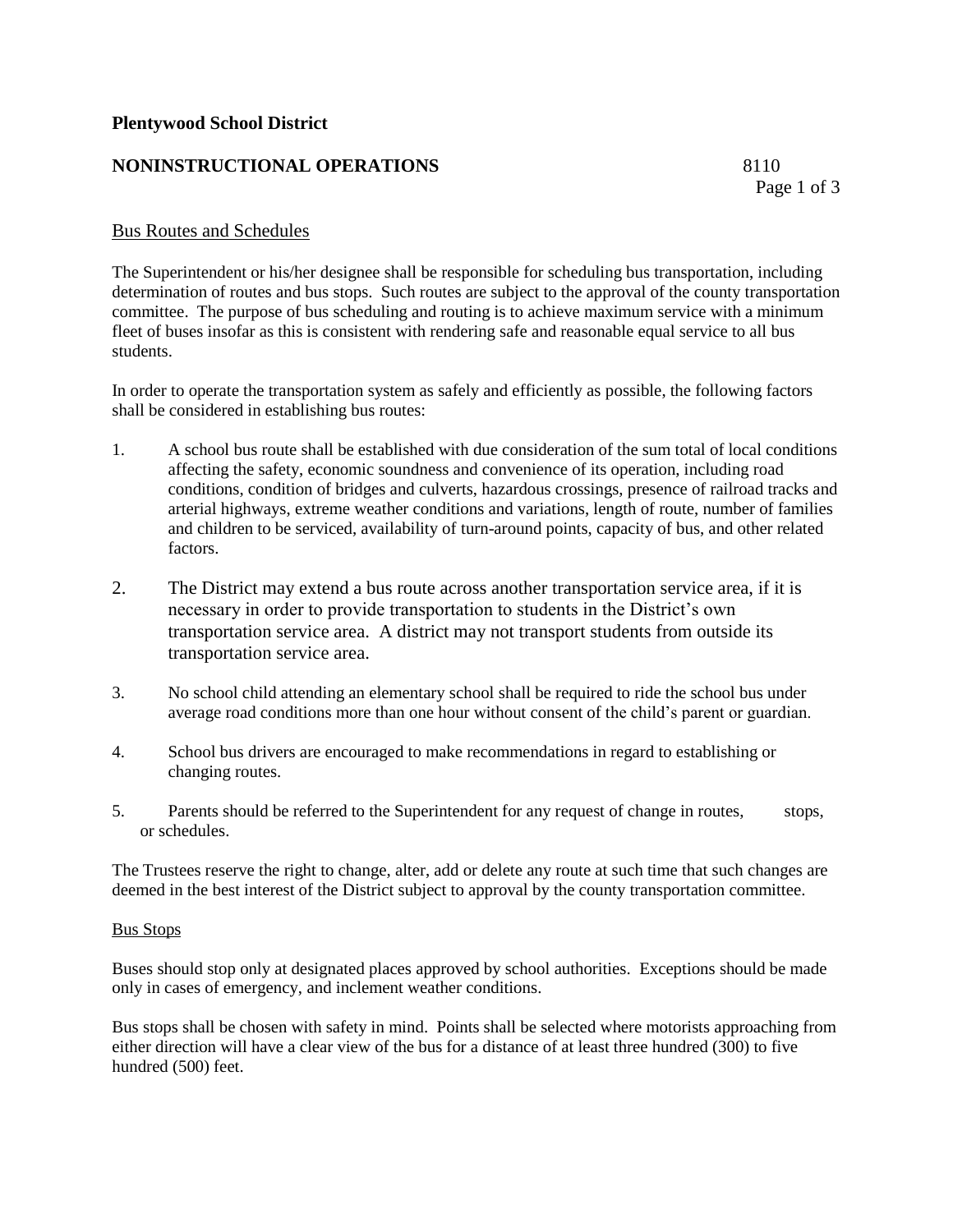**Plentywood School District**

**NONINSTRUCTIONAL OPERATIONS** 8110

Bus Routes and Schedules

The Superintendent or his/her designee shall be responsible for scheduling bus transportation, including determination of routes and bus stops. Such routes are subject to the approval of the county transportation committee. The purpose of bus scheduling and routing is to achieve maximum service with a minimum fleet of buses insofar as this is consistent with rendering safe and reasonable equal service to all bus students.

In order to operate the transportation system as safely and efficiently as possible, the following factors shall be considered in establishing bus routes:

1. A school bus route shall be established with due consideration of the sum total of local conditions affecting the safety, economic soundness and convenience of its operation, including road conditions, condition of bridges and culverts, hazardous crossings, presence of railroad tracks and arterial highways, extreme weather conditions and variations, length of route, number of families and children to be serviced, availability of turn-around points, capacity of bus, and other related factors.

2. The District may extend a bus route across another transportation service area, if it is necessary in order to provide transportation to students in the District's own transportation service area. A district may not transport students from outside its transportation service area.

3. No school child attending an elementary school shall be required to ride the school bus under average road conditions more than one hour without consent of the child's parent or guardian.

4. School bus drivers are encouraged to make recommendations in regard to establishing or changing routes.

5. Parents should be referred to the Superintendent for any request of change in routes, stops, or schedules.

The Trustees reserve the right to change, alter, add or delete any route at such time that such changes are deemed in the best interest of the District subject to approval by the county transportation committee.

Bus Stops

Buses should stop only at designated places approved by school authorities. Exceptions should be made only in cases of emergency, and inclement weather conditions.

Bus stops shall be chosen with safety in mind. Points shall be selected where motorists approaching from either direction will have a clear view of the bus for a distance of at least three hundred (300) to five hundred (500) feet.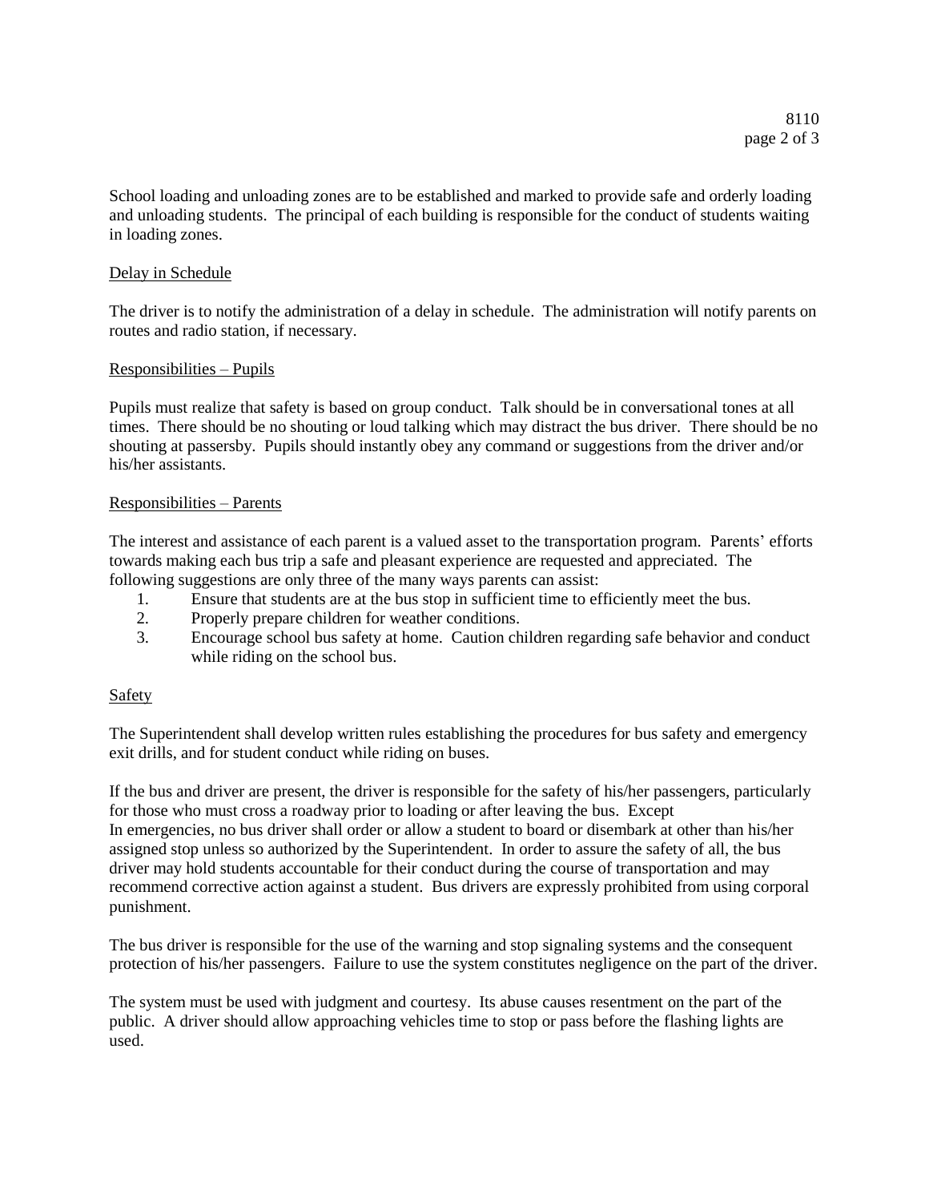School loading and unloading zones are to be established and marked to provide safe and orderly loading and unloading students. The principal of each building is responsible for the conduct of students waiting in loading zones.

Delay in Schedule

The driver is to notify the administration of a delay in schedule. The administration will notify parents on routes and radio station, if necessary.

Responsibilities – Pupils

Pupils must realize that safety is based on group conduct. Talk should be in conversational tones at all times. There should be no shouting or loud talking which may distract the bus driver. There should be no shouting at passersby. Pupils should instantly obey any command or suggestions from the driver and/or his/her assistants.

Responsibilities – Parents

The interest and assistance of each parent is a valued asset to the transportation program. Parents' efforts towards making each bus trip a safe and pleasant experience are requested and appreciated. The following suggestions are only three of the many ways parents can assist:

1. Ensure that students are at the bus stop in sufficient time to efficiently meet the bus.
2. Properly prepare children for weather conditions.
3. Encourage school bus safety at home. Caution children regarding safe behavior and conduct while riding on the school bus.

Safety

The Superintendent shall develop written rules establishing the procedures for bus safety and emergency exit drills, and for student conduct while riding on buses.

If the bus and driver are present, the driver is responsible for the safety of his/her passengers, particularly for those who must cross a roadway prior to loading or after leaving the bus. Except
In emergencies, no bus driver shall order or allow a student to board or disembark at other than his/her assigned stop unless so authorized by the Superintendent. In order to assure the safety of all, the bus driver may hold students accountable for their conduct during the course of transportation and may recommend corrective action against a student. Bus drivers are expressly prohibited from using corporal punishment.

The bus driver is responsible for the use of the warning and stop signaling systems and the consequent protection of his/her passengers. Failure to use the system constitutes negligence on the part of the driver.

The system must be used with judgment and courtesy. Its abuse causes resentment on the part of the public. A driver should allow approaching vehicles time to stop or pass before the flashing lights are used.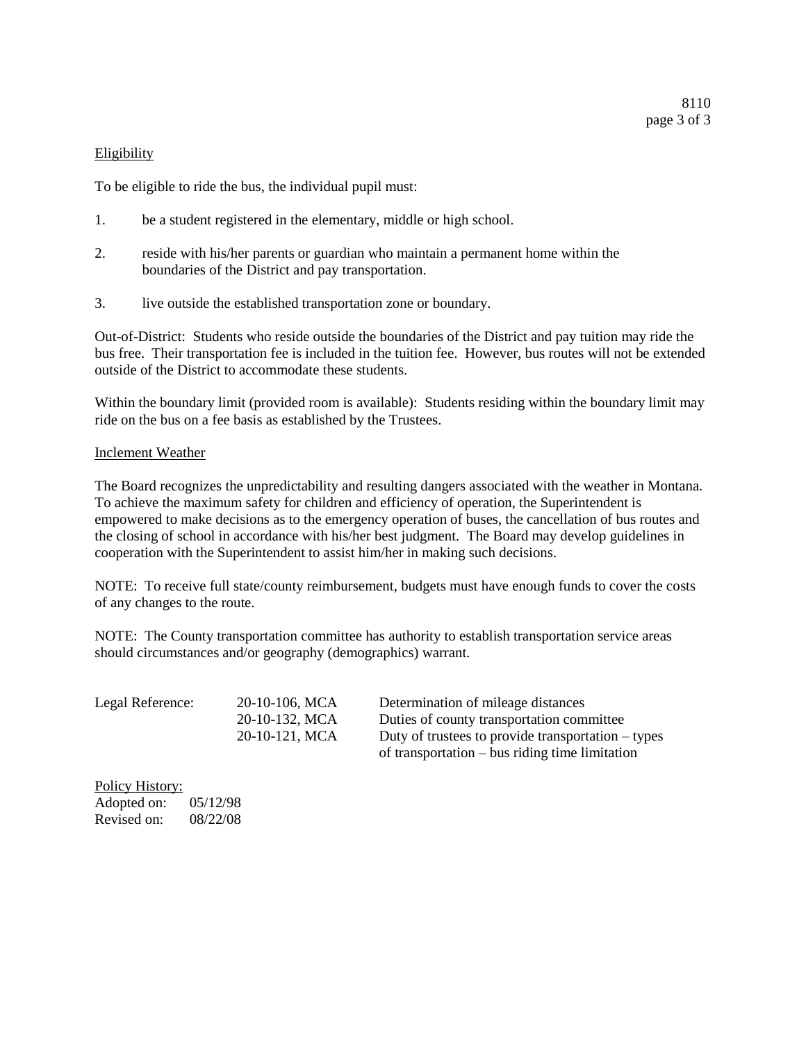## Eligibility

To be eligible to ride the bus, the individual pupil must:

1. be a student registered in the elementary, middle or high school.

2. reside with his/her parents or guardian who maintain a permanent home within the boundaries of the District and pay transportation.

3. live outside the established transportation zone or boundary.

Out-of-District: Students who reside outside the boundaries of the District and pay tuition may ride the bus free. Their transportation fee is included in the tuition fee. However, bus routes will not be extended outside of the District to accommodate these students.

Within the boundary limit (provided room is available): Students residing within the boundary limit may ride on the bus on a fee basis as established by the Trustees.

## Inclement Weather

The Board recognizes the unpredictability and resulting dangers associated with the weather in Montana. To achieve the maximum safety for children and efficiency of operation, the Superintendent is empowered to make decisions as to the emergency operation of buses, the cancellation of bus routes and the closing of school in accordance with his/her best judgment. The Board may develop guidelines in cooperation with the Superintendent to assist him/her in making such decisions.

NOTE: To receive full state/county reimbursement, budgets must have enough funds to cover the costs of any changes to the route.

NOTE: The County transportation committee has authority to establish transportation service areas should circumstances and/or geography (demographics) warrant.

| Legal Reference: | 20-10-106, MCA | Determination of mileage distances |
|---|---|---|
| | 20-10-132, MCA | Duties of county transportation committee |
| | 20-10-121, MCA | Duty of trustees to provide transportation – types of transportation – bus riding time limitation |

Policy History:
Adopted on: 05/12/98
Revised on: 08/22/08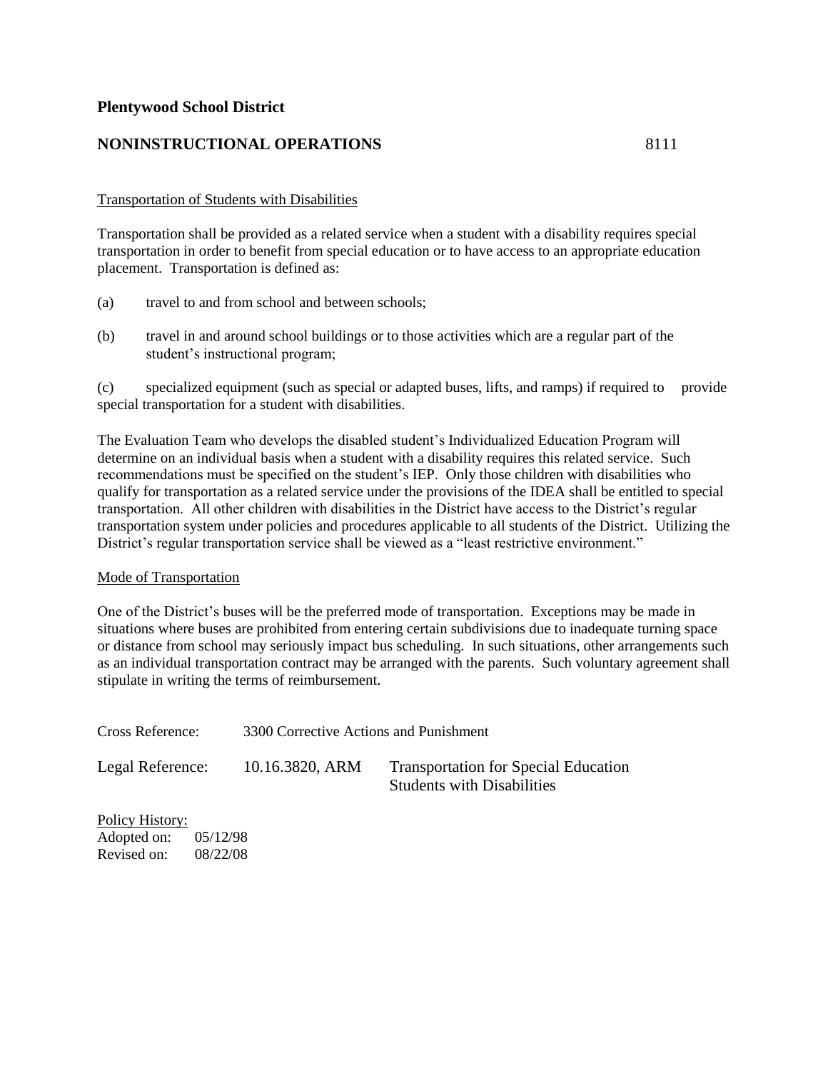**Plentywood School District**

**NONINSTRUCTIONAL OPERATIONS** 8111

Transportation of Students with Disabilities

Transportation shall be provided as a related service when a student with a disability requires special transportation in order to benefit from special education or to have access to an appropriate education placement. Transportation is defined as:

(a) travel to and from school and between schools;

(b) travel in and around school buildings or to those activities which are a regular part of the student's instructional program;

(c) specialized equipment (such as special or adapted buses, lifts, and ramps) if required to provide special transportation for a student with disabilities.

The Evaluation Team who develops the disabled student's Individualized Education Program will determine on an individual basis when a student with a disability requires this related service. Such recommendations must be specified on the student's IEP. Only those children with disabilities who qualify for transportation as a related service under the provisions of the IDEA shall be entitled to special transportation. All other children with disabilities in the District have access to the District's regular transportation system under policies and procedures applicable to all students of the District. Utilizing the District's regular transportation service shall be viewed as a "least restrictive environment."

Mode of Transportation

One of the District's buses will be the preferred mode of transportation. Exceptions may be made in situations where buses are prohibited from entering certain subdivisions due to inadequate turning space or distance from school may seriously impact bus scheduling. In such situations, other arrangements such as an individual transportation contract may be arranged with the parents. Such voluntary agreement shall stipulate in writing the terms of reimbursement.

Cross Reference: 3300 Corrective Actions and Punishment

Legal Reference: 10.16.3820, ARM Transportation for Special Education Students with Disabilities

Policy History:
Adopted on: 05/12/98
Revised on: 08/22/08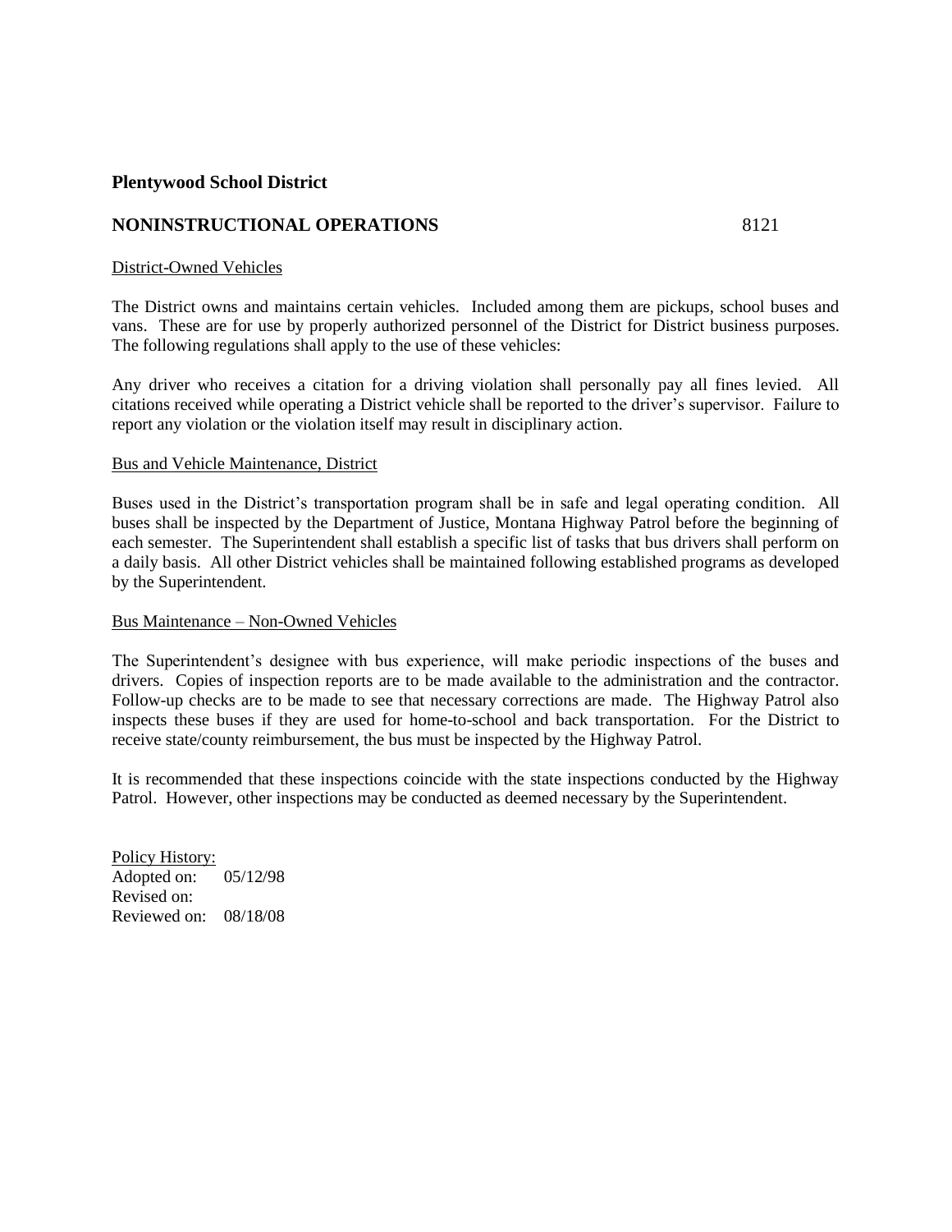**Plentywood School District**

**NONINSTRUCTIONAL OPERATIONS** 8121

District-Owned Vehicles

The District owns and maintains certain vehicles. Included among them are pickups, school buses and vans. These are for use by properly authorized personnel of the District for District business purposes. The following regulations shall apply to the use of these vehicles:

Any driver who receives a citation for a driving violation shall personally pay all fines levied. All citations received while operating a District vehicle shall be reported to the driver's supervisor. Failure to report any violation or the violation itself may result in disciplinary action.

Bus and Vehicle Maintenance, District

Buses used in the District's transportation program shall be in safe and legal operating condition. All buses shall be inspected by the Department of Justice, Montana Highway Patrol before the beginning of each semester. The Superintendent shall establish a specific list of tasks that bus drivers shall perform on a daily basis. All other District vehicles shall be maintained following established programs as developed by the Superintendent.

Bus Maintenance – Non-Owned Vehicles

The Superintendent's designee with bus experience, will make periodic inspections of the buses and drivers. Copies of inspection reports are to be made available to the administration and the contractor. Follow-up checks are to be made to see that necessary corrections are made. The Highway Patrol also inspects these buses if they are used for home-to-school and back transportation. For the District to receive state/county reimbursement, the bus must be inspected by the Highway Patrol.

It is recommended that these inspections coincide with the state inspections conducted by the Highway Patrol. However, other inspections may be conducted as deemed necessary by the Superintendent.

Policy History:
Adopted on: 05/12/98
Revised on:
Reviewed on: 08/18/08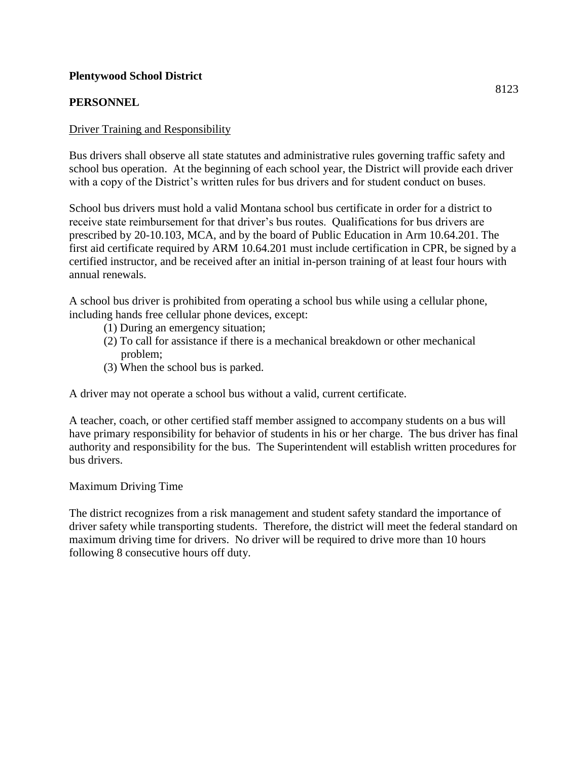**Plentywood School District**

8123

**PERSONNEL**

Driver Training and Responsibility

Bus drivers shall observe all state statutes and administrative rules governing traffic safety and school bus operation. At the beginning of each school year, the District will provide each driver with a copy of the District's written rules for bus drivers and for student conduct on buses.

School bus drivers must hold a valid Montana school bus certificate in order for a district to receive state reimbursement for that driver's bus routes. Qualifications for bus drivers are prescribed by 20-10.103, MCA, and by the board of Public Education in Arm 10.64.201. The first aid certificate required by ARM 10.64.201 must include certification in CPR, be signed by a certified instructor, and be received after an initial in-person training of at least four hours with annual renewals.

A school bus driver is prohibited from operating a school bus while using a cellular phone, including hands free cellular phone devices, except:

(1) During an emergency situation;
(2) To call for assistance if there is a mechanical breakdown or other mechanical problem;
(3) When the school bus is parked.

A driver may not operate a school bus without a valid, current certificate.

A teacher, coach, or other certified staff member assigned to accompany students on a bus will have primary responsibility for behavior of students in his or her charge. The bus driver has final authority and responsibility for the bus. The Superintendent will establish written procedures for bus drivers.

Maximum Driving Time

The district recognizes from a risk management and student safety standard the importance of driver safety while transporting students. Therefore, the district will meet the federal standard on maximum driving time for drivers. No driver will be required to drive more than 10 hours following 8 consecutive hours off duty.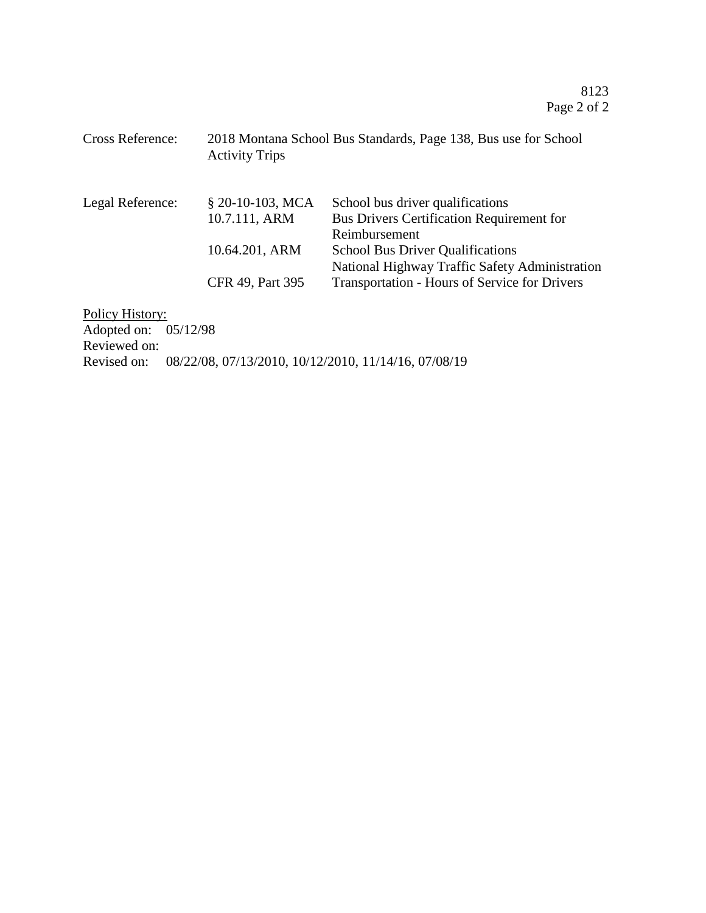| | | |
|---|---|---|
| Cross Reference: | 2018 Montana School Bus Standards, Page 138, Bus use for School Activity Trips | |
| Legal Reference: | § 20-10-103, MCA | School bus driver qualifications |
| | 10.7.111, ARM | Bus Drivers Certification Requirement for Reimbursement |
| | 10.64.201, ARM | School Bus Driver Qualifications |
| | | National Highway Traffic Safety Administration |
| | CFR 49, Part 395 | Transportation - Hours of Service for Drivers |

<u>Policy History:</u>
Adopted on: 05/12/98
Reviewed on:
Revised on: 08/22/08, 07/13/2010, 10/12/2010, 11/14/16, 07/08/19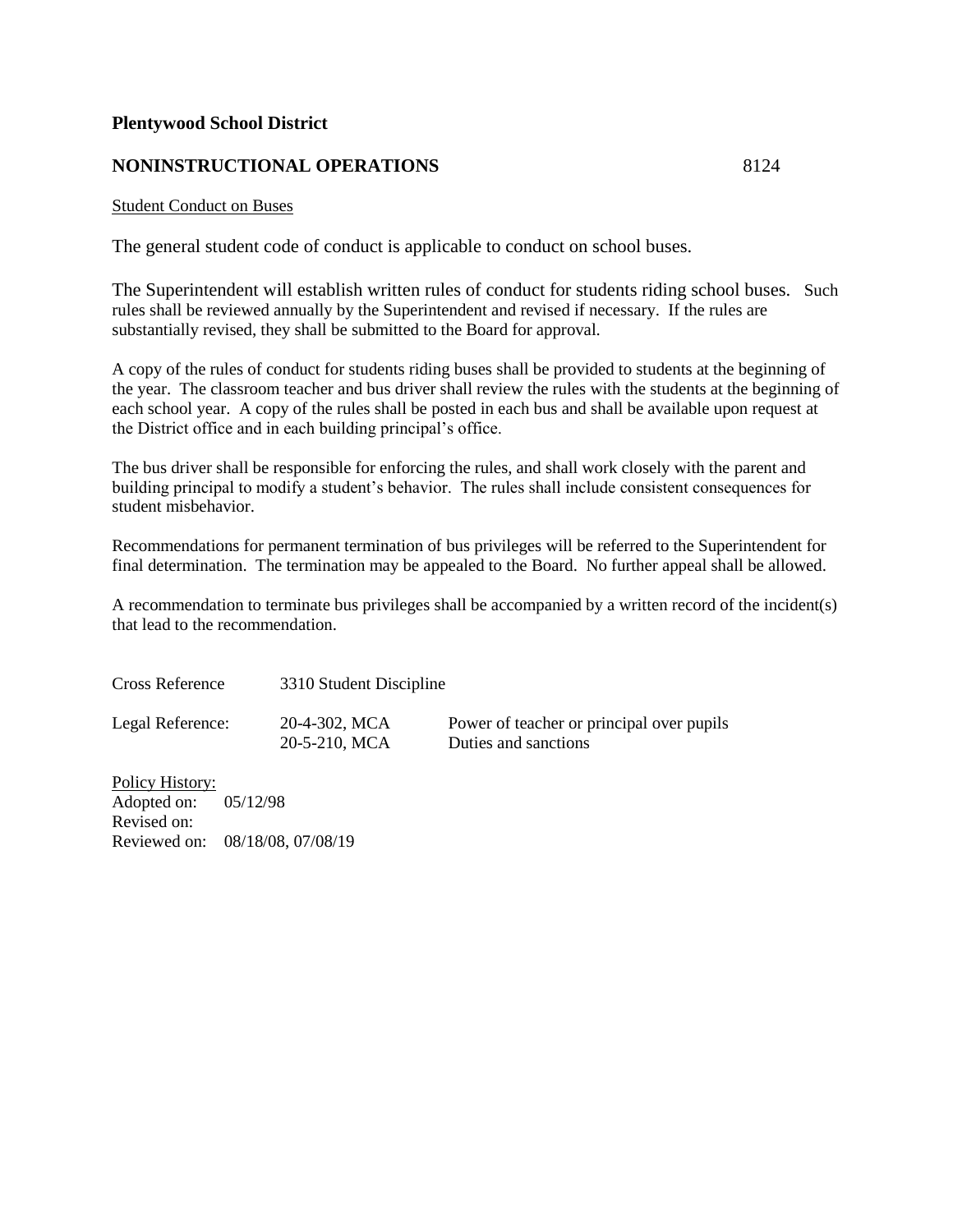**Plentywood School District**

**NONINSTRUCTIONAL OPERATIONS** 8124

Student Conduct on Buses

The general student code of conduct is applicable to conduct on school buses.

The Superintendent will establish written rules of conduct for students riding school buses. Such rules shall be reviewed annually by the Superintendent and revised if necessary. If the rules are substantially revised, they shall be submitted to the Board for approval.

A copy of the rules of conduct for students riding buses shall be provided to students at the beginning of the year. The classroom teacher and bus driver shall review the rules with the students at the beginning of each school year. A copy of the rules shall be posted in each bus and shall be available upon request at the District office and in each building principal's office.

The bus driver shall be responsible for enforcing the rules, and shall work closely with the parent and building principal to modify a student's behavior. The rules shall include consistent consequences for student misbehavior.

Recommendations for permanent termination of bus privileges will be referred to the Superintendent for final determination. The termination may be appealed to the Board. No further appeal shall be allowed.

A recommendation to terminate bus privileges shall be accompanied by a written record of the incident(s) that lead to the recommendation.

| | | |
|---|---|---|
| Cross Reference | 3310 Student Discipline | |
| Legal Reference: | 20-4-302, MCA | Power of teacher or principal over pupils |
| | 20-5-210, MCA | Duties and sanctions |

Policy History:
Adopted on: 05/12/98
Revised on:
Reviewed on: 08/18/08, 07/08/19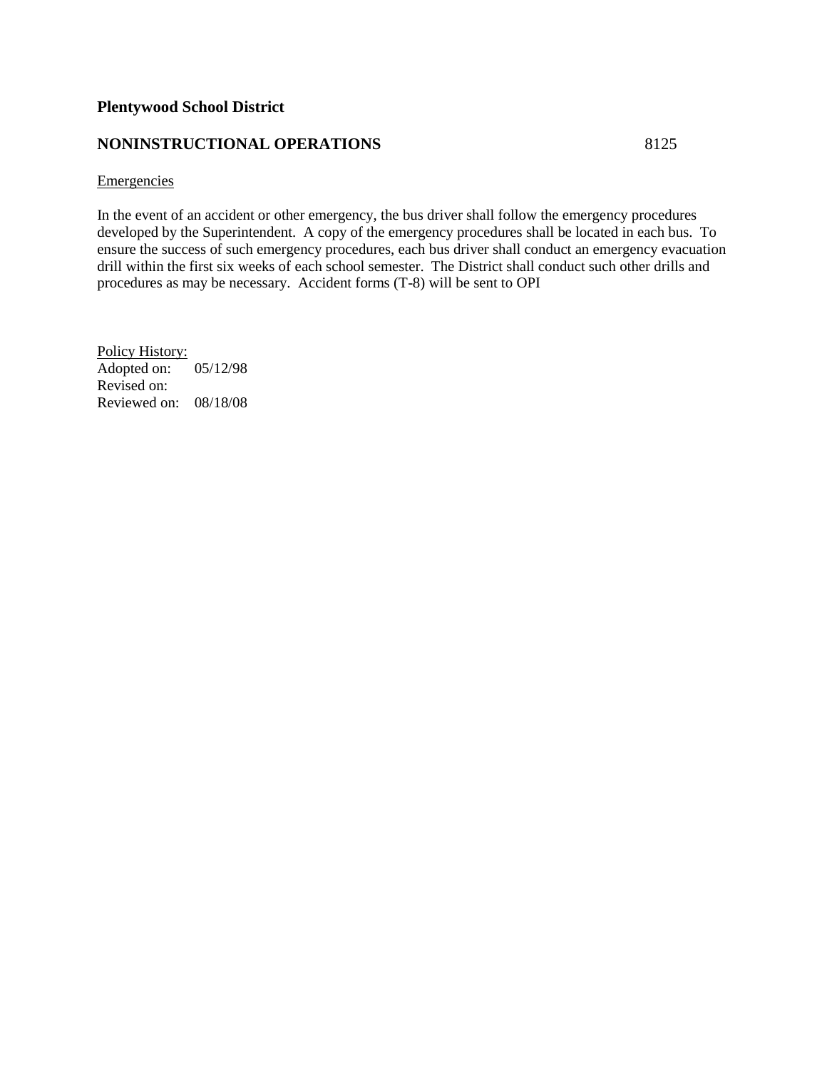**Plentywood School District**

**NONINSTRUCTIONAL OPERATIONS** 8125

Emergencies

In the event of an accident or other emergency, the bus driver shall follow the emergency procedures developed by the Superintendent. A copy of the emergency procedures shall be located in each bus. To ensure the success of such emergency procedures, each bus driver shall conduct an emergency evacuation drill within the first six weeks of each school semester. The District shall conduct such other drills and procedures as may be necessary. Accident forms (T-8) will be sent to OPI

Policy History:
Adopted on: 05/12/98
Revised on:
Reviewed on: 08/18/08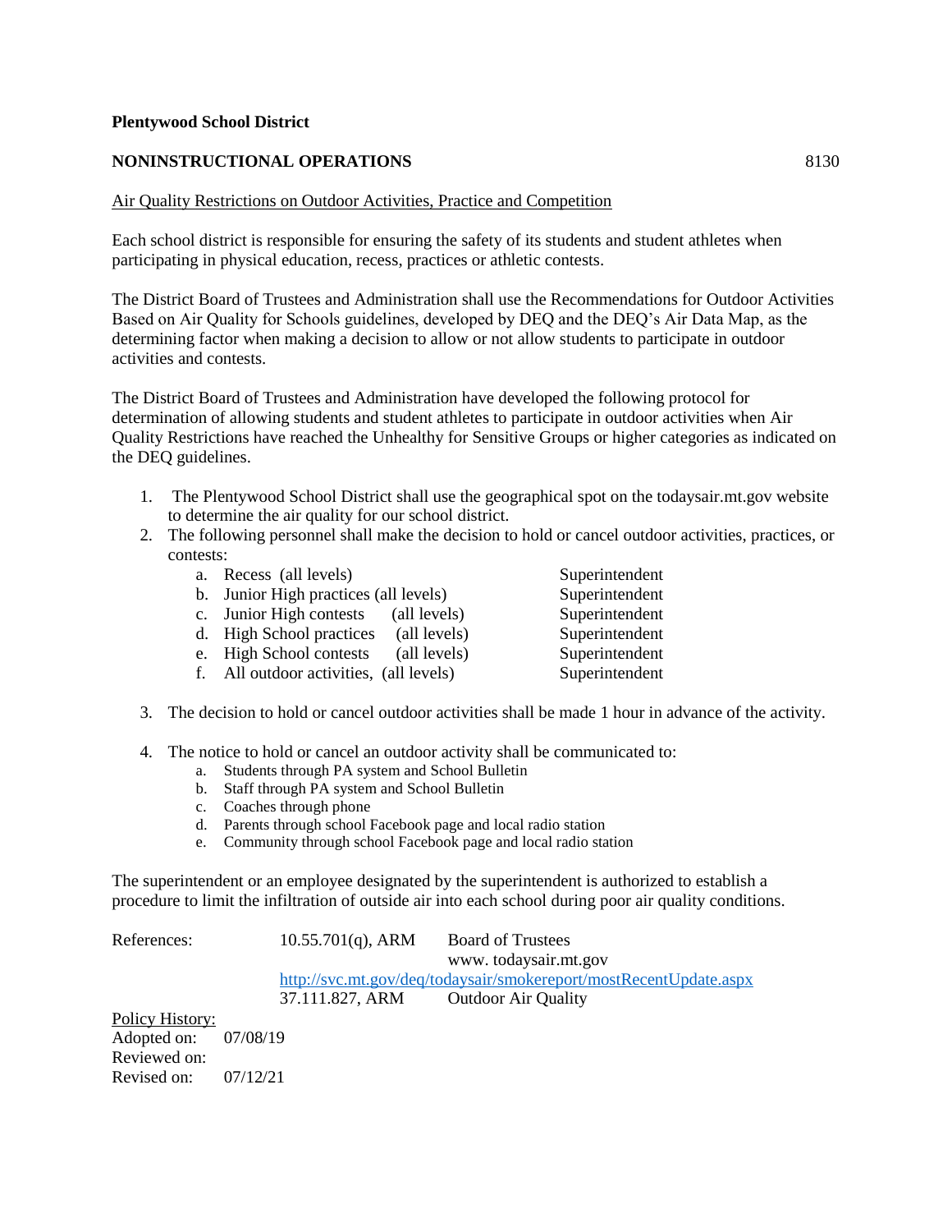**Plentywood School District**

**NONINSTRUCTIONAL OPERATIONS** 8130

Air Quality Restrictions on Outdoor Activities, Practice and Competition

Each school district is responsible for ensuring the safety of its students and student athletes when participating in physical education, recess, practices or athletic contests.

The District Board of Trustees and Administration shall use the Recommendations for Outdoor Activities Based on Air Quality for Schools guidelines, developed by DEQ and the DEQ's Air Data Map, as the determining factor when making a decision to allow or not allow students to participate in outdoor activities and contests.

The District Board of Trustees and Administration have developed the following protocol for determination of allowing students and student athletes to participate in outdoor activities when Air Quality Restrictions have reached the Unhealthy for Sensitive Groups or higher categories as indicated on the DEQ guidelines.

1. The Plentywood School District shall use the geographical spot on the todaysair.mt.gov website to determine the air quality for our school district.
2. The following personnel shall make the decision to hold or cancel outdoor activities, practices, or contests:
   a. Recess (all levels) — Superintendent
   b. Junior High practices (all levels) — Superintendent
   c. Junior High contests (all levels) — Superintendent
   d. High School practices (all levels) — Superintendent
   e. High School contests (all levels) — Superintendent
   f. All outdoor activities, (all levels) — Superintendent
3. The decision to hold or cancel outdoor activities shall be made 1 hour in advance of the activity.
4. The notice to hold or cancel an outdoor activity shall be communicated to:
   a. Students through PA system and School Bulletin
   b. Staff through PA system and School Bulletin
   c. Coaches through phone
   d. Parents through school Facebook page and local radio station
   e. Community through school Facebook page and local radio station

The superintendent or an employee designated by the superintendent is authorized to establish a procedure to limit the infiltration of outside air into each school during poor air quality conditions.

| References: | 10.55.701(q), ARM | Board of Trustees |
|---|---|---|
| | | www. todaysair.mt.gov |
| | http://svc.mt.gov/deq/todaysair/smokereport/mostRecentUpdate.aspx | |
| | 37.111.827, ARM | Outdoor Air Quality |

Policy History:
Adopted on: 07/08/19
Reviewed on:
Revised on: 07/12/21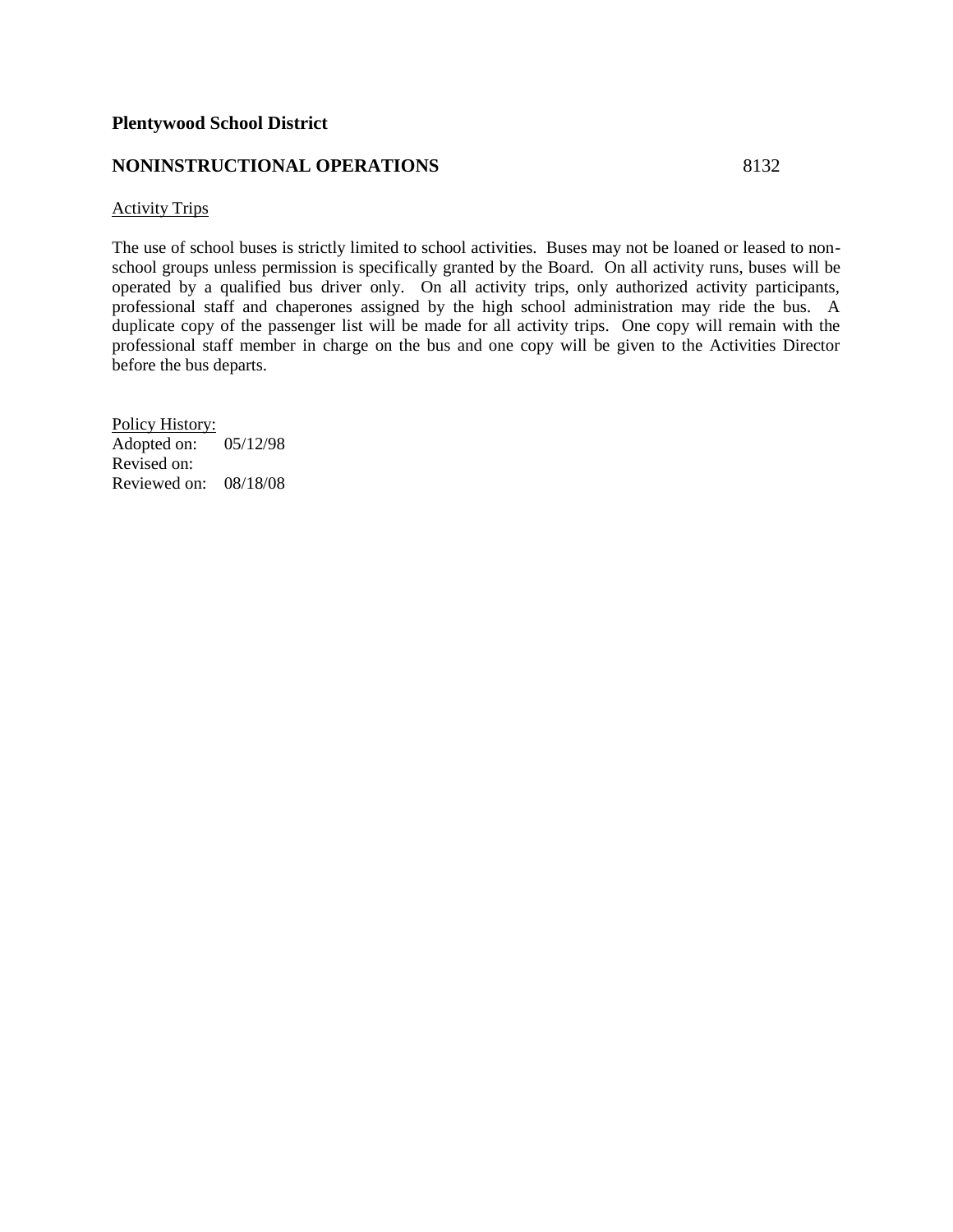**Plentywood School District**

**NONINSTRUCTIONAL OPERATIONS** 8132

Activity Trips

The use of school buses is strictly limited to school activities. Buses may not be loaned or leased to non-school groups unless permission is specifically granted by the Board. On all activity runs, buses will be operated by a qualified bus driver only. On all activity trips, only authorized activity participants, professional staff and chaperones assigned by the high school administration may ride the bus. A duplicate copy of the passenger list will be made for all activity trips. One copy will remain with the professional staff member in charge on the bus and one copy will be given to the Activities Director before the bus departs.

Policy History:
Adopted on: 05/12/98
Revised on:
Reviewed on: 08/18/08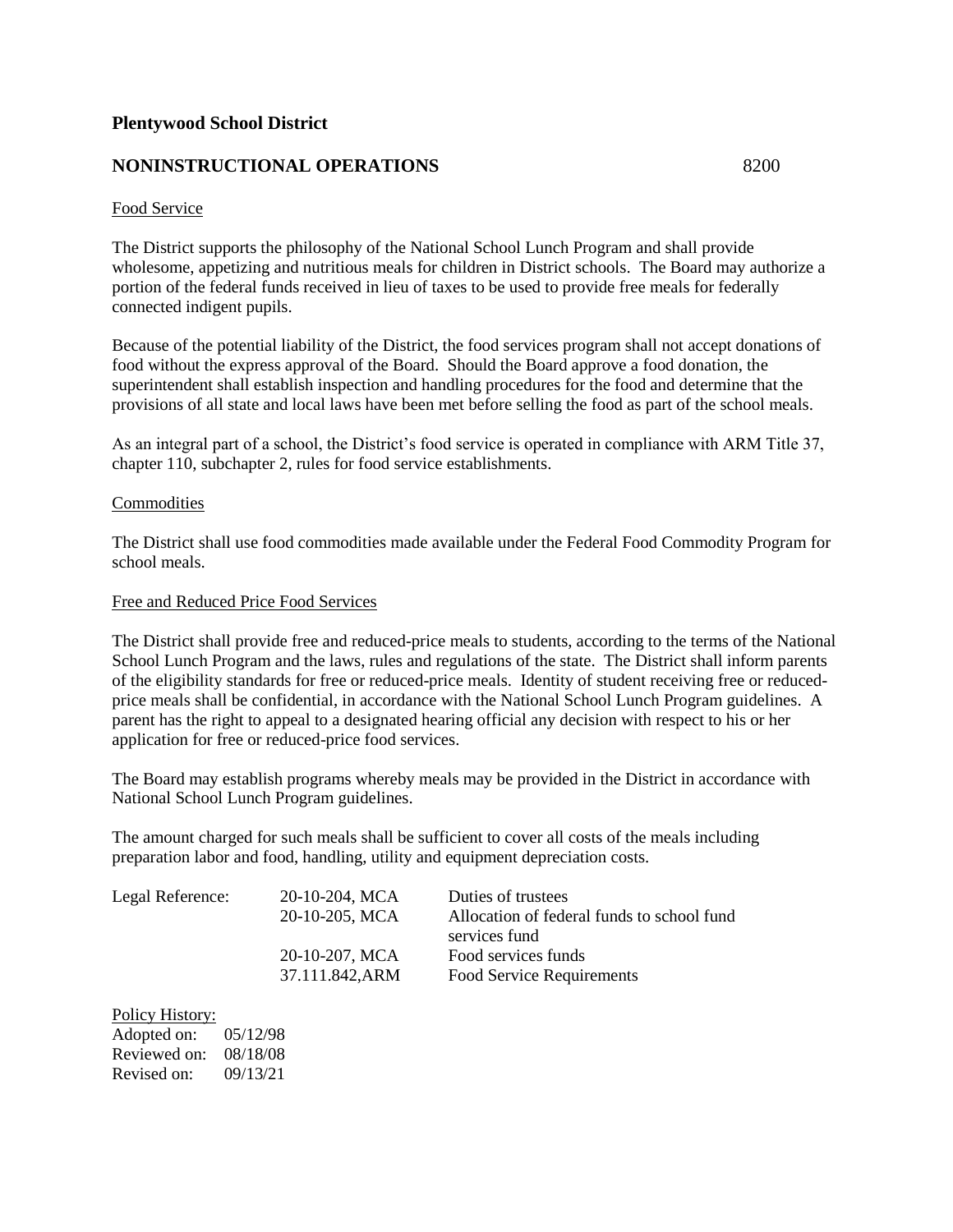**Plentywood School District**

## NONINSTRUCTIONAL OPERATIONS 8200

Food Service

The District supports the philosophy of the National School Lunch Program and shall provide wholesome, appetizing and nutritious meals for children in District schools. The Board may authorize a portion of the federal funds received in lieu of taxes to be used to provide free meals for federally connected indigent pupils.

Because of the potential liability of the District, the food services program shall not accept donations of food without the express approval of the Board. Should the Board approve a food donation, the superintendent shall establish inspection and handling procedures for the food and determine that the provisions of all state and local laws have been met before selling the food as part of the school meals.

As an integral part of a school, the District's food service is operated in compliance with ARM Title 37, chapter 110, subchapter 2, rules for food service establishments.

Commodities

The District shall use food commodities made available under the Federal Food Commodity Program for school meals.

Free and Reduced Price Food Services

The District shall provide free and reduced-price meals to students, according to the terms of the National School Lunch Program and the laws, rules and regulations of the state. The District shall inform parents of the eligibility standards for free or reduced-price meals. Identity of student receiving free or reduced-price meals shall be confidential, in accordance with the National School Lunch Program guidelines. A parent has the right to appeal to a designated hearing official any decision with respect to his or her application for free or reduced-price food services.

The Board may establish programs whereby meals may be provided in the District in accordance with National School Lunch Program guidelines.

The amount charged for such meals shall be sufficient to cover all costs of the meals including preparation labor and food, handling, utility and equipment depreciation costs.

| Legal Reference: | 20-10-204, MCA | Duties of trustees |
|---|---|---|
| | 20-10-205, MCA | Allocation of federal funds to school fund services fund |
| | 20-10-207, MCA | Food services funds |
| | 37.111.842,ARM | Food Service Requirements |

Policy History:
Adopted on: 05/12/98
Reviewed on: 08/18/08
Revised on: 09/13/21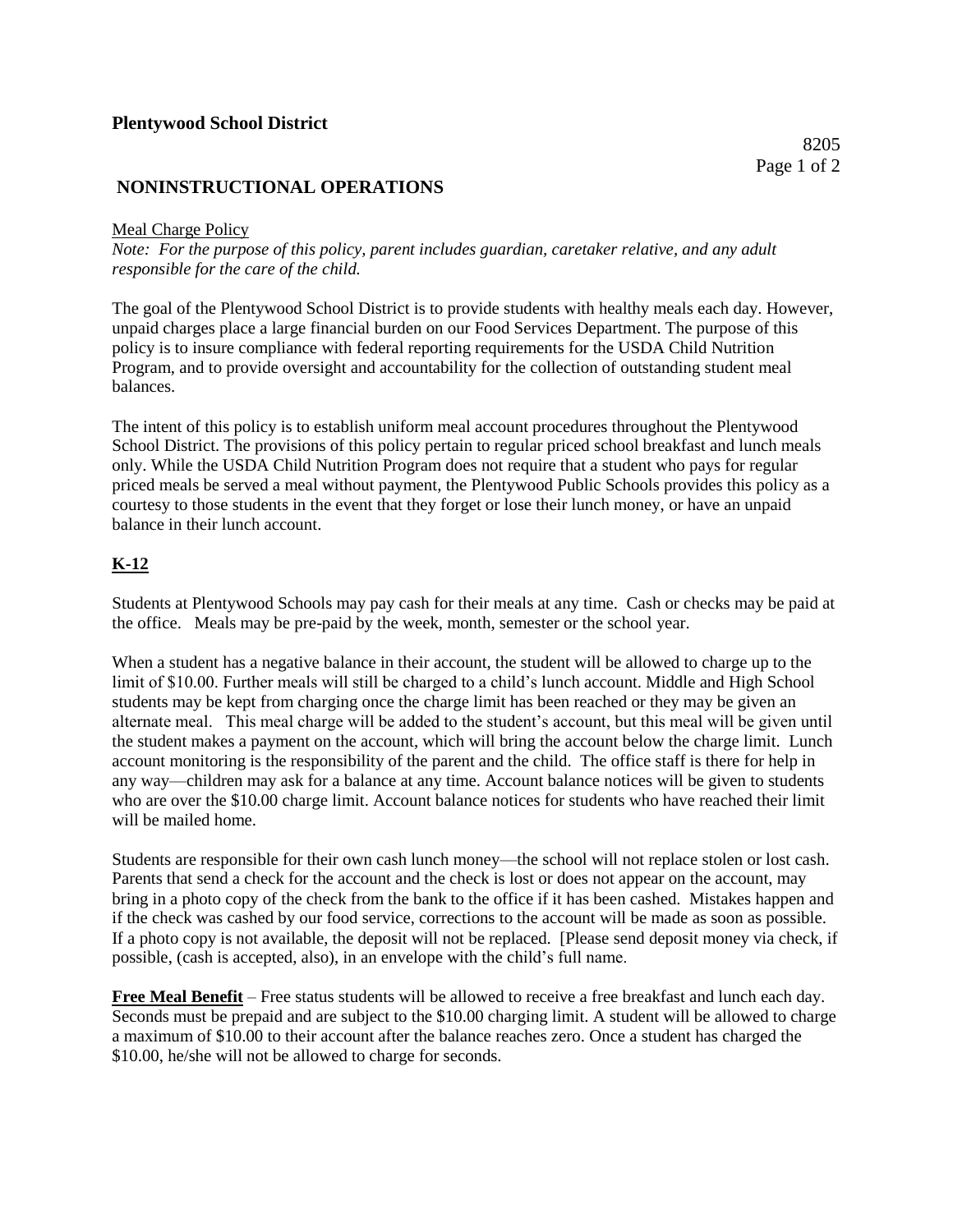**Plentywood School District**

8205

## NONINSTRUCTIONAL OPERATIONS

Meal Charge Policy

*Note: For the purpose of this policy, parent includes guardian, caretaker relative, and any adult responsible for the care of the child.*

The goal of the Plentywood School District is to provide students with healthy meals each day. However, unpaid charges place a large financial burden on our Food Services Department. The purpose of this policy is to insure compliance with federal reporting requirements for the USDA Child Nutrition Program, and to provide oversight and accountability for the collection of outstanding student meal balances.

The intent of this policy is to establish uniform meal account procedures throughout the Plentywood School District. The provisions of this policy pertain to regular priced school breakfast and lunch meals only. While the USDA Child Nutrition Program does not require that a student who pays for regular priced meals be served a meal without payment, the Plentywood Public Schools provides this policy as a courtesy to those students in the event that they forget or lose their lunch money, or have an unpaid balance in their lunch account.

### K-12

Students at Plentywood Schools may pay cash for their meals at any time. Cash or checks may be paid at the office. Meals may be pre-paid by the week, month, semester or the school year.

When a student has a negative balance in their account, the student will be allowed to charge up to the limit of $10.00. Further meals will still be charged to a child's lunch account. Middle and High School students may be kept from charging once the charge limit has been reached or they may be given an alternate meal. This meal charge will be added to the student's account, but this meal will be given until the student makes a payment on the account, which will bring the account below the charge limit. Lunch account monitoring is the responsibility of the parent and the child. The office staff is there for help in any way—children may ask for a balance at any time. Account balance notices will be given to students who are over the $10.00 charge limit. Account balance notices for students who have reached their limit will be mailed home.

Students are responsible for their own cash lunch money—the school will not replace stolen or lost cash. Parents that send a check for the account and the check is lost or does not appear on the account, may bring in a photo copy of the check from the bank to the office if it has been cashed. Mistakes happen and if the check was cashed by our food service, corrections to the account will be made as soon as possible. If a photo copy is not available, the deposit will not be replaced. [Please send deposit money via check, if possible, (cash is accepted, also), in an envelope with the child's full name.

**Free Meal Benefit** – Free status students will be allowed to receive a free breakfast and lunch each day. Seconds must be prepaid and are subject to the $10.00 charging limit. A student will be allowed to charge a maximum of $10.00 to their account after the balance reaches zero. Once a student has charged the $10.00, he/she will not be allowed to charge for seconds.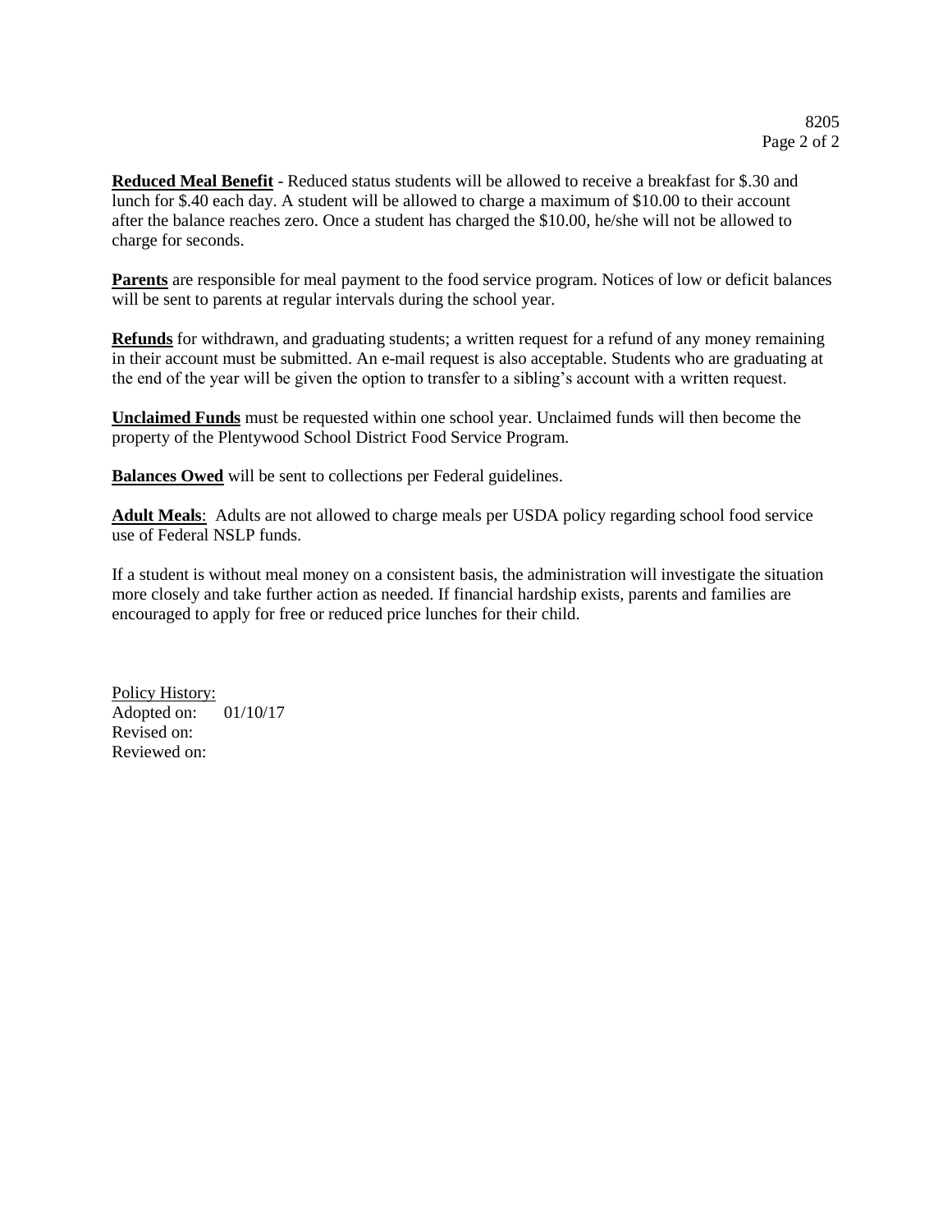**Reduced Meal Benefit** - Reduced status students will be allowed to receive a breakfast for $.30 and lunch for $.40 each day. A student will be allowed to charge a maximum of $10.00 to their account after the balance reaches zero. Once a student has charged the $10.00, he/she will not be allowed to charge for seconds.

**Parents** are responsible for meal payment to the food service program. Notices of low or deficit balances will be sent to parents at regular intervals during the school year.

**Refunds** for withdrawn, and graduating students; a written request for a refund of any money remaining in their account must be submitted. An e-mail request is also acceptable. Students who are graduating at the end of the year will be given the option to transfer to a sibling's account with a written request.

**Unclaimed Funds** must be requested within one school year. Unclaimed funds will then become the property of the Plentywood School District Food Service Program.

**Balances Owed** will be sent to collections per Federal guidelines.

**Adult Meals**: Adults are not allowed to charge meals per USDA policy regarding school food service use of Federal NSLP funds.

If a student is without meal money on a consistent basis, the administration will investigate the situation more closely and take further action as needed. If financial hardship exists, parents and families are encouraged to apply for free or reduced price lunches for their child.

Policy History:
Adopted on: 01/10/17
Revised on:
Reviewed on: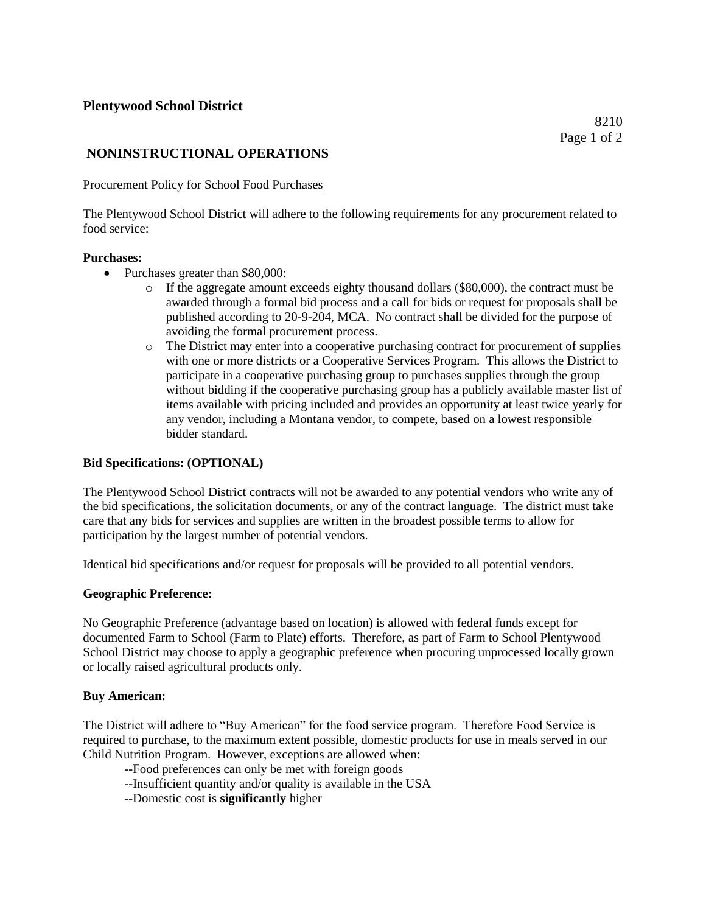# Plentywood School District

8210

## NONINSTRUCTIONAL OPERATIONS

Procurement Policy for School Food Purchases

The Plentywood School District will adhere to the following requirements for any procurement related to food service:

**Purchases:**

- Purchases greater than $80,000:
  - If the aggregate amount exceeds eighty thousand dollars ($80,000), the contract must be awarded through a formal bid process and a call for bids or request for proposals shall be published according to 20-9-204, MCA. No contract shall be divided for the purpose of avoiding the formal procurement process.
  - The District may enter into a cooperative purchasing contract for procurement of supplies with one or more districts or a Cooperative Services Program. This allows the District to participate in a cooperative purchasing group to purchases supplies through the group without bidding if the cooperative purchasing group has a publicly available master list of items available with pricing included and provides an opportunity at least twice yearly for any vendor, including a Montana vendor, to compete, based on a lowest responsible bidder standard.

**Bid Specifications: (OPTIONAL)**

The Plentywood School District contracts will not be awarded to any potential vendors who write any of the bid specifications, the solicitation documents, or any of the contract language. The district must take care that any bids for services and supplies are written in the broadest possible terms to allow for participation by the largest number of potential vendors.

Identical bid specifications and/or request for proposals will be provided to all potential vendors.

**Geographic Preference:**

No Geographic Preference (advantage based on location) is allowed with federal funds except for documented Farm to School (Farm to Plate) efforts. Therefore, as part of Farm to School Plentywood School District may choose to apply a geographic preference when procuring unprocessed locally grown or locally raised agricultural products only.

**Buy American:**

The District will adhere to "Buy American" for the food service program. Therefore Food Service is required to purchase, to the maximum extent possible, domestic products for use in meals served in our Child Nutrition Program. However, exceptions are allowed when:

--Food preferences can only be met with foreign goods
--Insufficient quantity and/or quality is available in the USA
--Domestic cost is **significantly** higher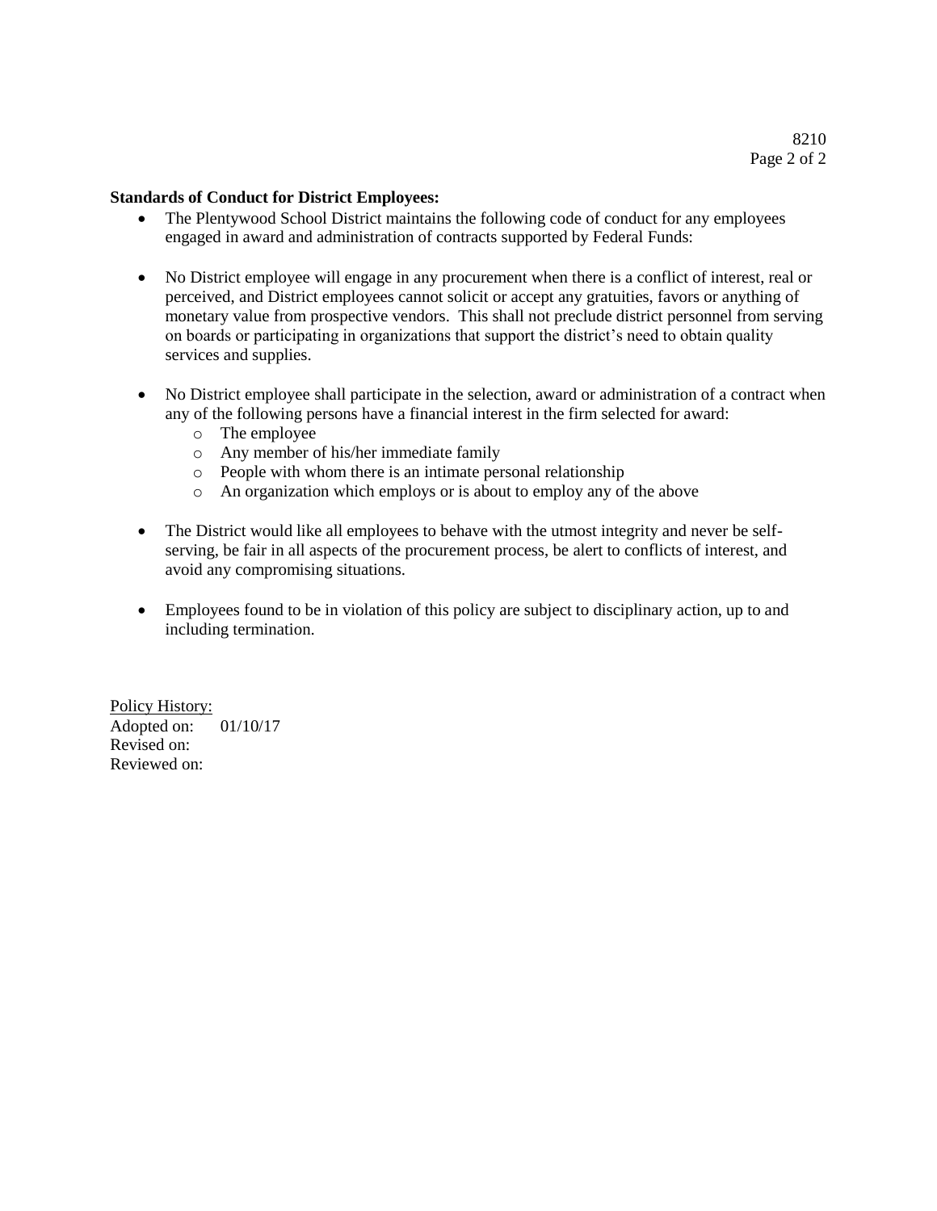**Standards of Conduct for District Employees:**

- The Plentywood School District maintains the following code of conduct for any employees engaged in award and administration of contracts supported by Federal Funds:

- No District employee will engage in any procurement when there is a conflict of interest, real or perceived, and District employees cannot solicit or accept any gratuities, favors or anything of monetary value from prospective vendors. This shall not preclude district personnel from serving on boards or participating in organizations that support the district's need to obtain quality services and supplies.

- No District employee shall participate in the selection, award or administration of a contract when any of the following persons have a financial interest in the firm selected for award:
  - The employee
  - Any member of his/her immediate family
  - People with whom there is an intimate personal relationship
  - An organization which employs or is about to employ any of the above

- The District would like all employees to behave with the utmost integrity and never be self-serving, be fair in all aspects of the procurement process, be alert to conflicts of interest, and avoid any compromising situations.

- Employees found to be in violation of this policy are subject to disciplinary action, up to and including termination.

Policy History:
Adopted on: 01/10/17
Revised on:
Reviewed on: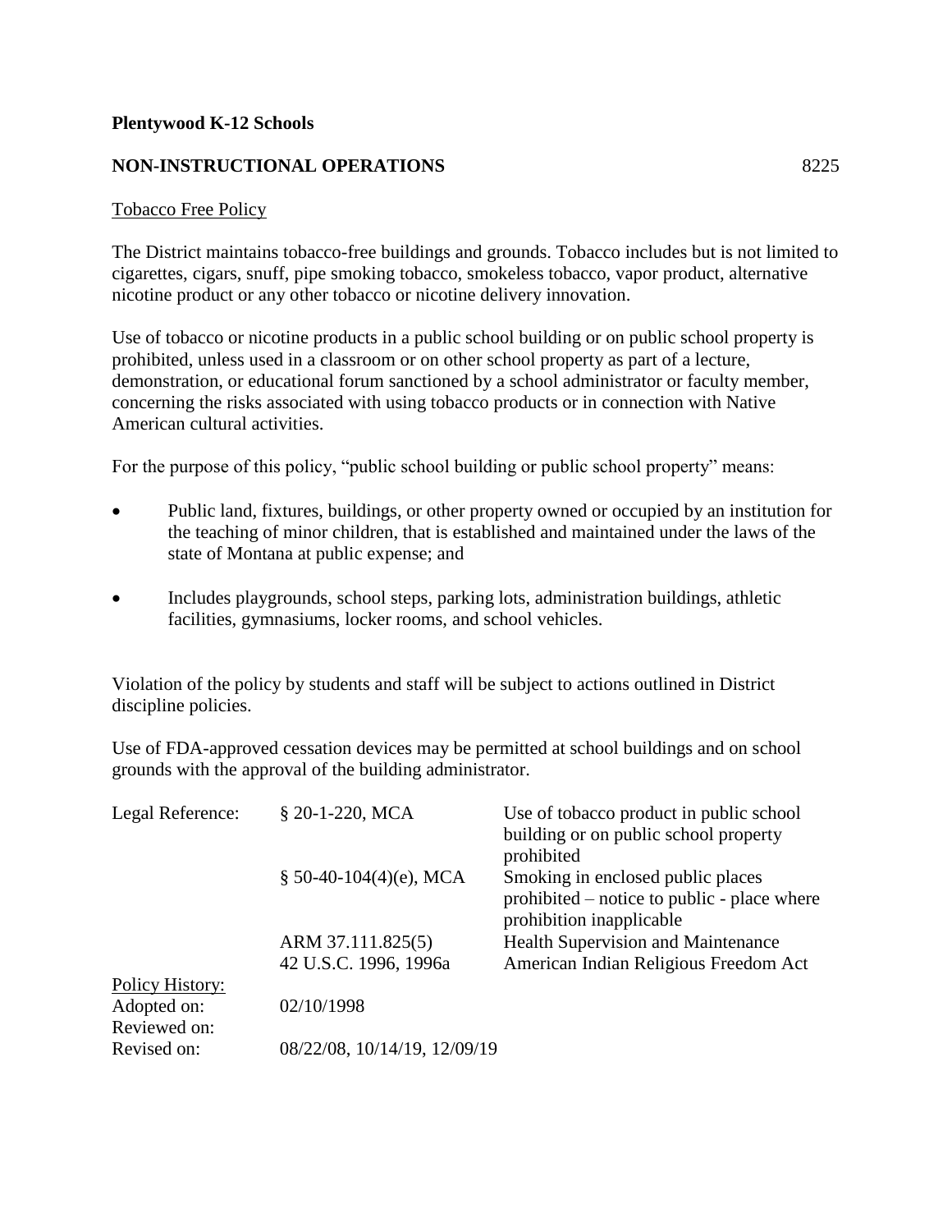**Plentywood K-12 Schools**

**NON-INSTRUCTIONAL OPERATIONS** 8225

Tobacco Free Policy

The District maintains tobacco-free buildings and grounds. Tobacco includes but is not limited to cigarettes, cigars, snuff, pipe smoking tobacco, smokeless tobacco, vapor product, alternative nicotine product or any other tobacco or nicotine delivery innovation.

Use of tobacco or nicotine products in a public school building or on public school property is prohibited, unless used in a classroom or on other school property as part of a lecture, demonstration, or educational forum sanctioned by a school administrator or faculty member, concerning the risks associated with using tobacco products or in connection with Native American cultural activities.

For the purpose of this policy, "public school building or public school property" means:

- Public land, fixtures, buildings, or other property owned or occupied by an institution for the teaching of minor children, that is established and maintained under the laws of the state of Montana at public expense; and
- Includes playgrounds, school steps, parking lots, administration buildings, athletic facilities, gymnasiums, locker rooms, and school vehicles.

Violation of the policy by students and staff will be subject to actions outlined in District discipline policies.

Use of FDA-approved cessation devices may be permitted at school buildings and on school grounds with the approval of the building administrator.

| Legal Reference: | § 20-1-220, MCA | Use of tobacco product in public school building or on public school property prohibited |
|---|---|---|
| | § 50-40-104(4)(e), MCA | Smoking in enclosed public places prohibited – notice to public - place where prohibition inapplicable |
| | ARM 37.111.825(5) | Health Supervision and Maintenance |
| | 42 U.S.C. 1996, 1996a | American Indian Religious Freedom Act |

Policy History:
Adopted on: 02/10/1998
Reviewed on:
Revised on: 08/22/08, 10/14/19, 12/09/19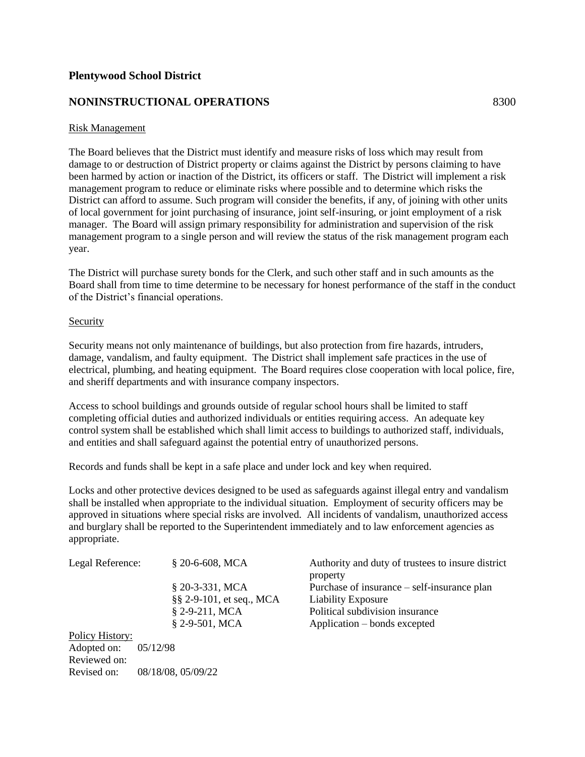**Plentywood School District**

## NONINSTRUCTIONAL OPERATIONS 8300

Risk Management

The Board believes that the District must identify and measure risks of loss which may result from damage to or destruction of District property or claims against the District by persons claiming to have been harmed by action or inaction of the District, its officers or staff. The District will implement a risk management program to reduce or eliminate risks where possible and to determine which risks the District can afford to assume. Such program will consider the benefits, if any, of joining with other units of local government for joint purchasing of insurance, joint self-insuring, or joint employment of a risk manager. The Board will assign primary responsibility for administration and supervision of the risk management program to a single person and will review the status of the risk management program each year.

The District will purchase surety bonds for the Clerk, and such other staff and in such amounts as the Board shall from time to time determine to be necessary for honest performance of the staff in the conduct of the District's financial operations.

Security

Security means not only maintenance of buildings, but also protection from fire hazards, intruders, damage, vandalism, and faulty equipment. The District shall implement safe practices in the use of electrical, plumbing, and heating equipment. The Board requires close cooperation with local police, fire, and sheriff departments and with insurance company inspectors.

Access to school buildings and grounds outside of regular school hours shall be limited to staff completing official duties and authorized individuals or entities requiring access. An adequate key control system shall be established which shall limit access to buildings to authorized staff, individuals, and entities and shall safeguard against the potential entry of unauthorized persons.

Records and funds shall be kept in a safe place and under lock and key when required.

Locks and other protective devices designed to be used as safeguards against illegal entry and vandalism shall be installed when appropriate to the individual situation. Employment of security officers may be approved in situations where special risks are involved. All incidents of vandalism, unauthorized access and burglary shall be reported to the Superintendent immediately and to law enforcement agencies as appropriate.

| Legal Reference: | § 20-6-608, MCA | Authority and duty of trustees to insure district property |
|---|---|---|
| | § 20-3-331, MCA | Purchase of insurance – self-insurance plan |
| | §§ 2-9-101, et seq., MCA | Liability Exposure |
| | § 2-9-211, MCA | Political subdivision insurance |
| | § 2-9-501, MCA | Application – bonds excepted |

Policy History:
Adopted on: 05/12/98
Reviewed on:
Revised on: 08/18/08, 05/09/22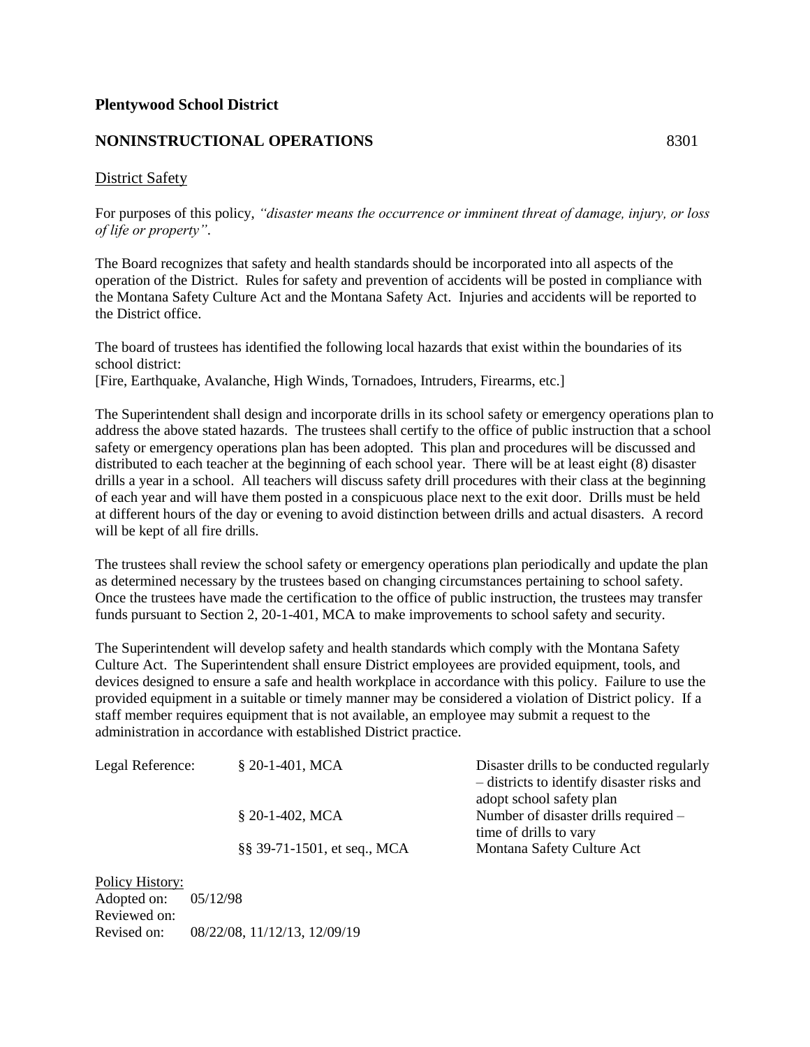**Plentywood School District**

## NONINSTRUCTIONAL OPERATIONS 8301

District Safety

For purposes of this policy, *"disaster means the occurrence or imminent threat of damage, injury, or loss of life or property"*.

The Board recognizes that safety and health standards should be incorporated into all aspects of the operation of the District. Rules for safety and prevention of accidents will be posted in compliance with the Montana Safety Culture Act and the Montana Safety Act. Injuries and accidents will be reported to the District office.

The board of trustees has identified the following local hazards that exist within the boundaries of its school district:
[Fire, Earthquake, Avalanche, High Winds, Tornadoes, Intruders, Firearms, etc.]

The Superintendent shall design and incorporate drills in its school safety or emergency operations plan to address the above stated hazards. The trustees shall certify to the office of public instruction that a school safety or emergency operations plan has been adopted. This plan and procedures will be discussed and distributed to each teacher at the beginning of each school year. There will be at least eight (8) disaster drills a year in a school. All teachers will discuss safety drill procedures with their class at the beginning of each year and will have them posted in a conspicuous place next to the exit door. Drills must be held at different hours of the day or evening to avoid distinction between drills and actual disasters. A record will be kept of all fire drills.

The trustees shall review the school safety or emergency operations plan periodically and update the plan as determined necessary by the trustees based on changing circumstances pertaining to school safety. Once the trustees have made the certification to the office of public instruction, the trustees may transfer funds pursuant to Section 2, 20-1-401, MCA to make improvements to school safety and security.

The Superintendent will develop safety and health standards which comply with the Montana Safety Culture Act. The Superintendent shall ensure District employees are provided equipment, tools, and devices designed to ensure a safe and health workplace in accordance with this policy. Failure to use the provided equipment in a suitable or timely manner may be considered a violation of District policy. If a staff member requires equipment that is not available, an employee may submit a request to the administration in accordance with established District practice.

| Legal Reference: | § 20-1-401, MCA | Disaster drills to be conducted regularly – districts to identify disaster risks and adopt school safety plan |
|---|---|---|
| | § 20-1-402, MCA | Number of disaster drills required – time of drills to vary |
| | §§ 39-71-1501, et seq., MCA | Montana Safety Culture Act |

Policy History:
Adopted on: 05/12/98
Reviewed on:
Revised on: 08/22/08, 11/12/13, 12/09/19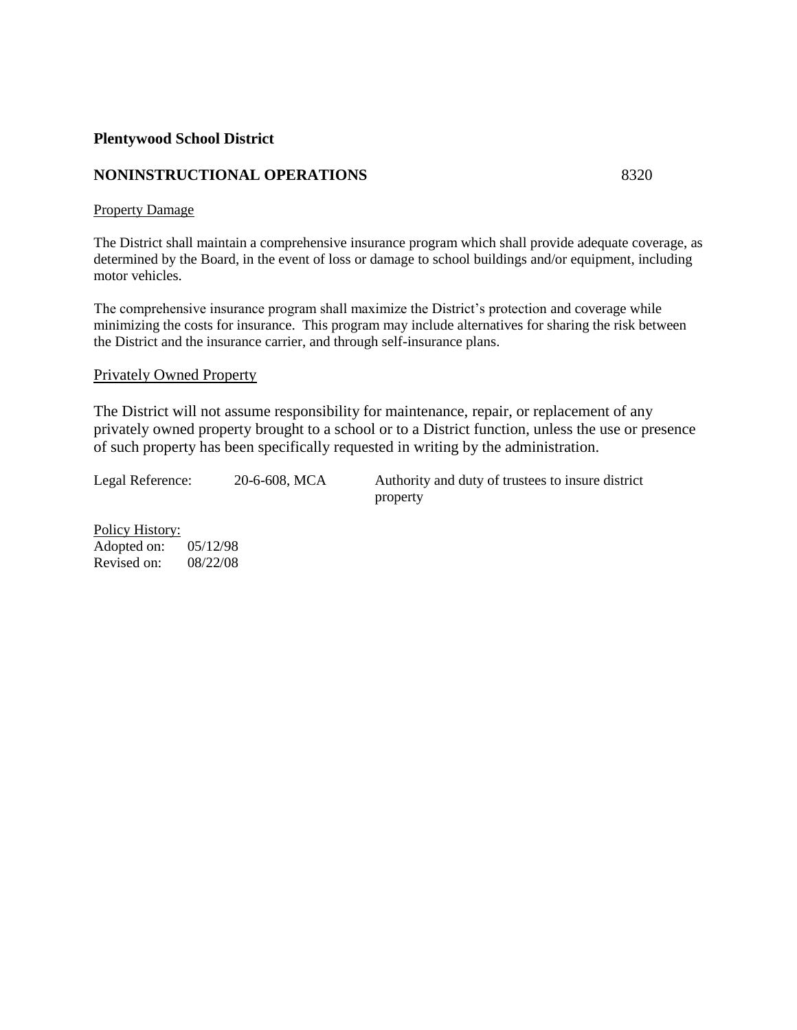**Plentywood School District**

**NONINSTRUCTIONAL OPERATIONS** 8320

Property Damage

The District shall maintain a comprehensive insurance program which shall provide adequate coverage, as determined by the Board, in the event of loss or damage to school buildings and/or equipment, including motor vehicles.

The comprehensive insurance program shall maximize the District's protection and coverage while minimizing the costs for insurance. This program may include alternatives for sharing the risk between the District and the insurance carrier, and through self-insurance plans.

Privately Owned Property

The District will not assume responsibility for maintenance, repair, or replacement of any privately owned property brought to a school or to a District function, unless the use or presence of such property has been specifically requested in writing by the administration.

| Legal Reference: | 20-6-608, MCA | Authority and duty of trustees to insure district property |
|---|---|---|

Policy History:
Adopted on: 05/12/98
Revised on: 08/22/08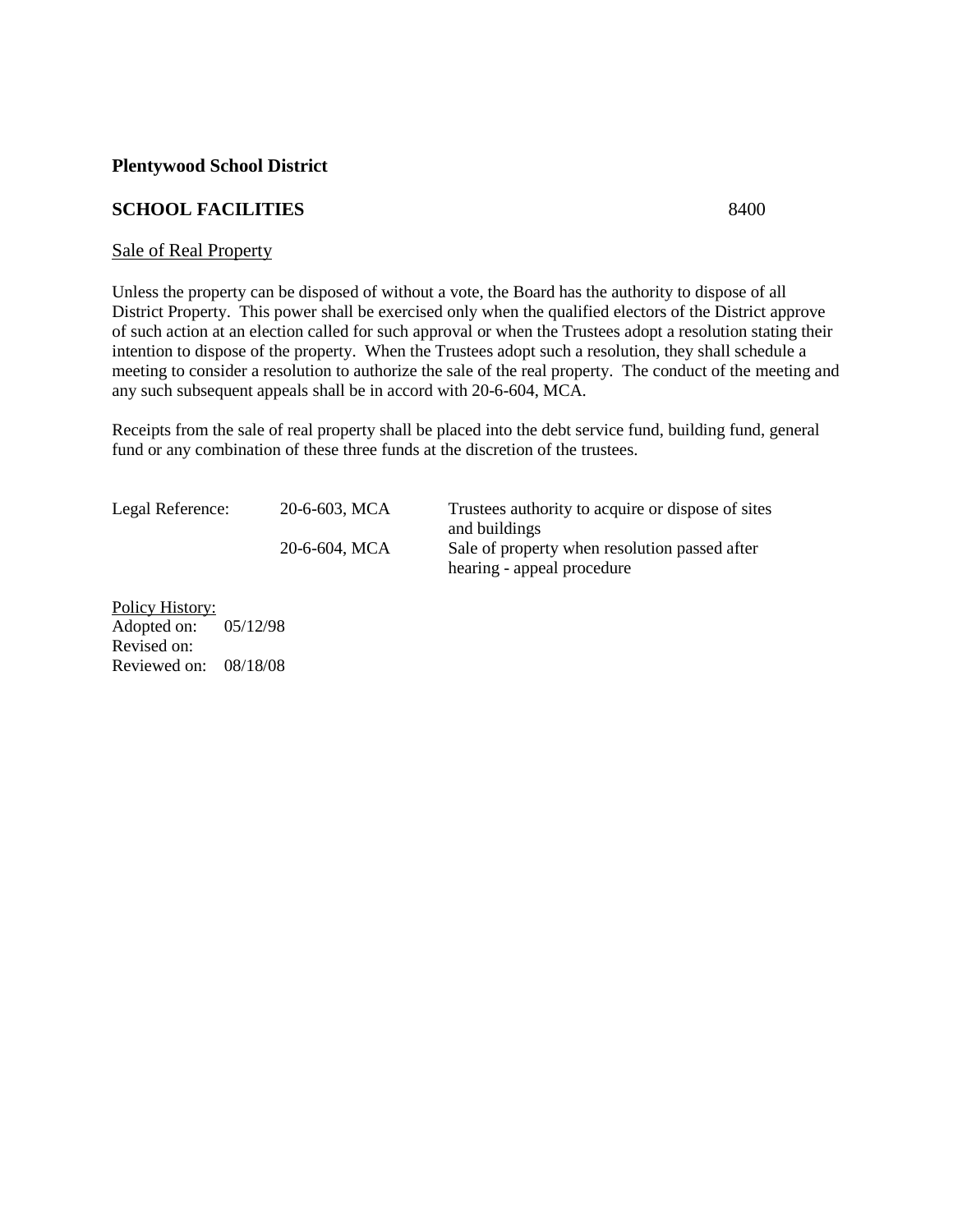**Plentywood School District**

**SCHOOL FACILITIES** 8400

Sale of Real Property

Unless the property can be disposed of without a vote, the Board has the authority to dispose of all District Property. This power shall be exercised only when the qualified electors of the District approve of such action at an election called for such approval or when the Trustees adopt a resolution stating their intention to dispose of the property. When the Trustees adopt such a resolution, they shall schedule a meeting to consider a resolution to authorize the sale of the real property. The conduct of the meeting and any such subsequent appeals shall be in accord with 20-6-604, MCA.

Receipts from the sale of real property shall be placed into the debt service fund, building fund, general fund or any combination of these three funds at the discretion of the trustees.

| Legal Reference: | 20-6-603, MCA | Trustees authority to acquire or dispose of sites and buildings |
|---|---|---|
| | 20-6-604, MCA | Sale of property when resolution passed after hearing - appeal procedure |

Policy History:
Adopted on: 05/12/98
Revised on:
Reviewed on: 08/18/08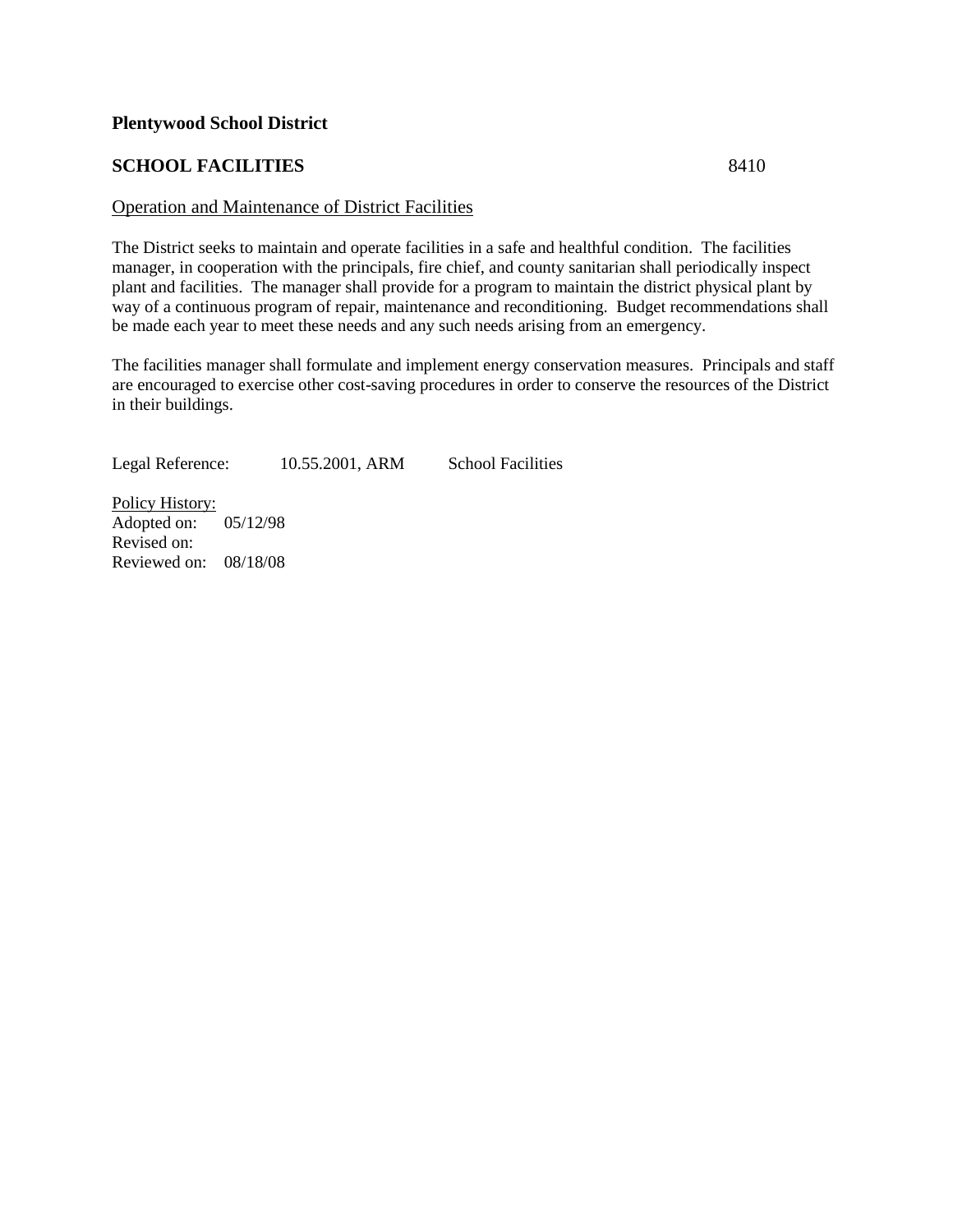**Plentywood School District**

**SCHOOL FACILITIES** 8410

Operation and Maintenance of District Facilities

The District seeks to maintain and operate facilities in a safe and healthful condition. The facilities manager, in cooperation with the principals, fire chief, and county sanitarian shall periodically inspect plant and facilities. The manager shall provide for a program to maintain the district physical plant by way of a continuous program of repair, maintenance and reconditioning. Budget recommendations shall be made each year to meet these needs and any such needs arising from an emergency.

The facilities manager shall formulate and implement energy conservation measures. Principals and staff are encouraged to exercise other cost-saving procedures in order to conserve the resources of the District in their buildings.

Legal Reference: 10.55.2001, ARM School Facilities

Policy History:
Adopted on: 05/12/98
Revised on:
Reviewed on: 08/18/08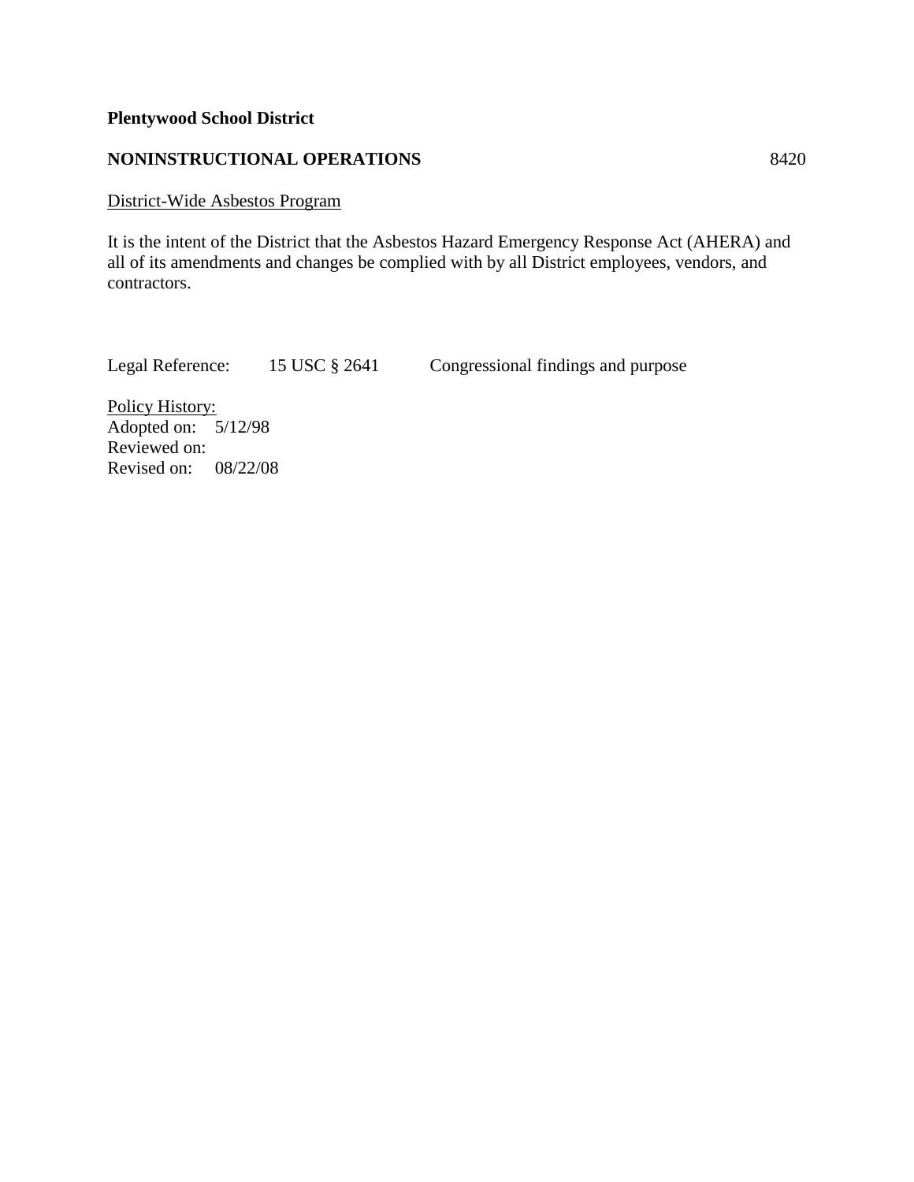**Plentywood School District**

**NONINSTRUCTIONAL OPERATIONS** 8420

District-Wide Asbestos Program

It is the intent of the District that the Asbestos Hazard Emergency Response Act (AHERA) and all of its amendments and changes be complied with by all District employees, vendors, and contractors.

Legal Reference: 15 USC § 2641 Congressional findings and purpose

Policy History:
Adopted on: 5/12/98
Reviewed on:
Revised on: 08/22/08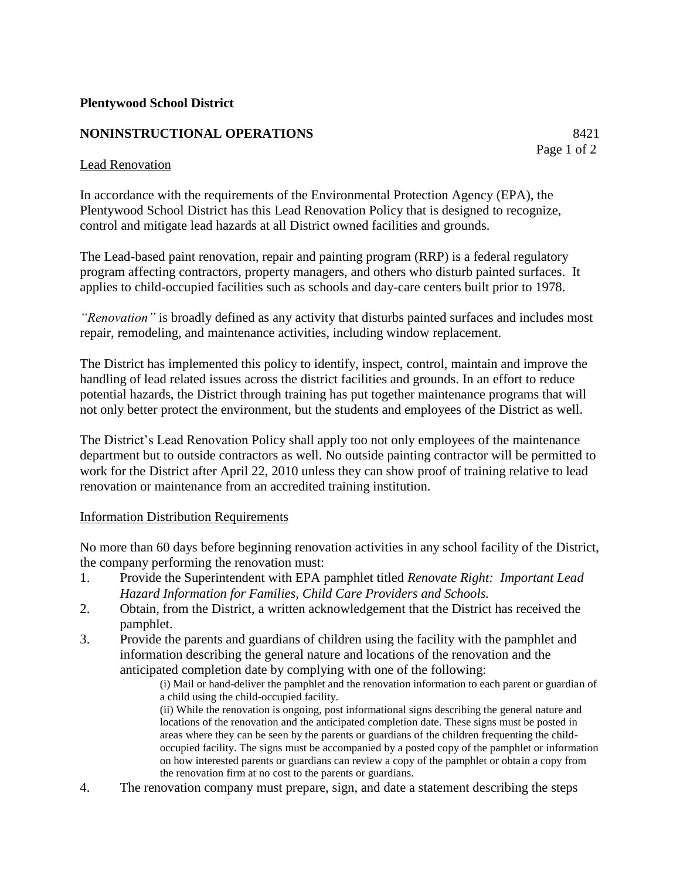**Plentywood School District**

**NONINSTRUCTIONAL OPERATIONS** 8421

Lead Renovation

In accordance with the requirements of the Environmental Protection Agency (EPA), the Plentywood School District has this Lead Renovation Policy that is designed to recognize, control and mitigate lead hazards at all District owned facilities and grounds.

The Lead-based paint renovation, repair and painting program (RRP) is a federal regulatory program affecting contractors, property managers, and others who disturb painted surfaces. It applies to child-occupied facilities such as schools and day-care centers built prior to 1978.

*"Renovation"* is broadly defined as any activity that disturbs painted surfaces and includes most repair, remodeling, and maintenance activities, including window replacement.

The District has implemented this policy to identify, inspect, control, maintain and improve the handling of lead related issues across the district facilities and grounds. In an effort to reduce potential hazards, the District through training has put together maintenance programs that will not only better protect the environment, but the students and employees of the District as well.

The District's Lead Renovation Policy shall apply too not only employees of the maintenance department but to outside contractors as well. No outside painting contractor will be permitted to work for the District after April 22, 2010 unless they can show proof of training relative to lead renovation or maintenance from an accredited training institution.

Information Distribution Requirements

No more than 60 days before beginning renovation activities in any school facility of the District, the company performing the renovation must:

1. Provide the Superintendent with EPA pamphlet titled *Renovate Right: Important Lead Hazard Information for Families, Child Care Providers and Schools.*
2. Obtain, from the District, a written acknowledgement that the District has received the pamphlet.
3. Provide the parents and guardians of children using the facility with the pamphlet and information describing the general nature and locations of the renovation and the anticipated completion date by complying with one of the following:
   - (i) Mail or hand-deliver the pamphlet and the renovation information to each parent or guardian of a child using the child-occupied facility.
   - (ii) While the renovation is ongoing, post informational signs describing the general nature and locations of the renovation and the anticipated completion date. These signs must be posted in areas where they can be seen by the parents or guardians of the children frequenting the child-occupied facility. The signs must be accompanied by a posted copy of the pamphlet or information on how interested parents or guardians can review a copy of the pamphlet or obtain a copy from the renovation firm at no cost to the parents or guardians.
4. The renovation company must prepare, sign, and date a statement describing the steps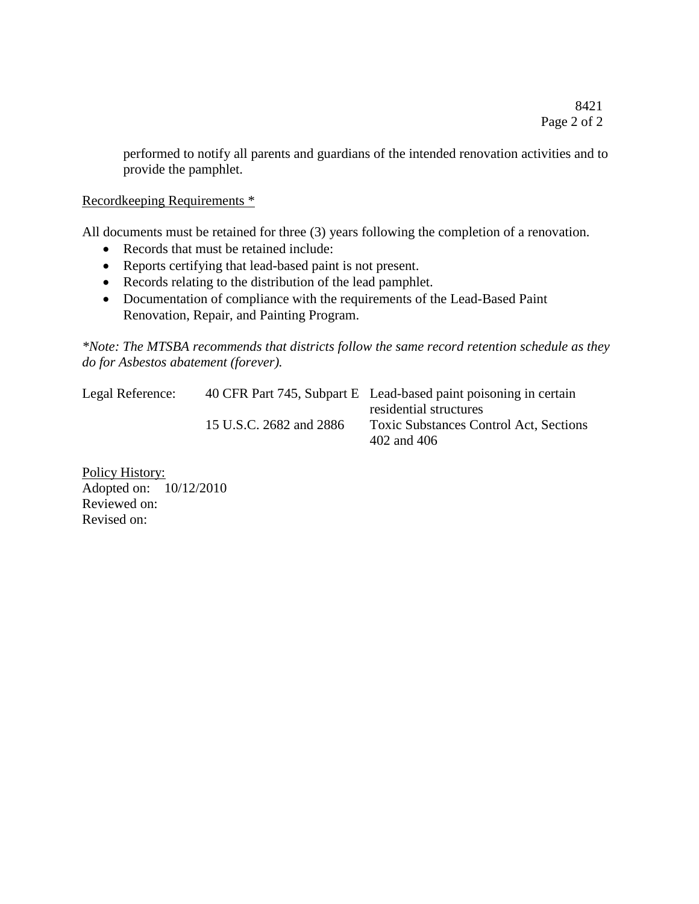performed to notify all parents and guardians of the intended renovation activities and to provide the pamphlet.

Recordkeeping Requirements *

All documents must be retained for three (3) years following the completion of a renovation.

- Records that must be retained include:
- Reports certifying that lead-based paint is not present.
- Records relating to the distribution of the lead pamphlet.
- Documentation of compliance with the requirements of the Lead-Based Paint Renovation, Repair, and Painting Program.

*\*Note: The MTSBA recommends that districts follow the same record retention schedule as they do for Asbestos abatement (forever).*

| Legal Reference: | 40 CFR Part 745, Subpart E | Lead-based paint poisoning in certain residential structures |
|---|---|---|
| | 15 U.S.C. 2682 and 2886 | Toxic Substances Control Act, Sections 402 and 406 |

Policy History:
Adopted on: 10/12/2010
Reviewed on:
Revised on: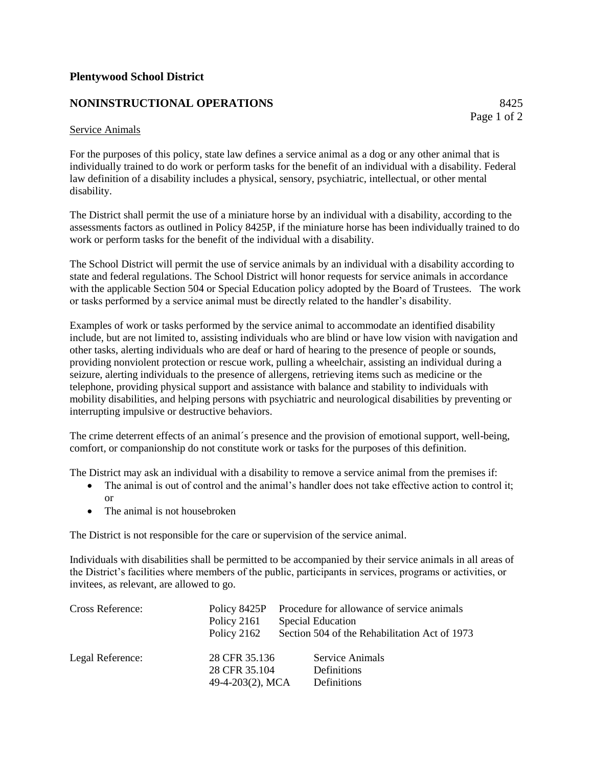**Plentywood School District**

**NONINSTRUCTIONAL OPERATIONS** 8425

Service Animals

For the purposes of this policy, state law defines a service animal as a dog or any other animal that is individually trained to do work or perform tasks for the benefit of an individual with a disability. Federal law definition of a disability includes a physical, sensory, psychiatric, intellectual, or other mental disability.

The District shall permit the use of a miniature horse by an individual with a disability, according to the assessments factors as outlined in Policy 8425P, if the miniature horse has been individually trained to do work or perform tasks for the benefit of the individual with a disability.

The School District will permit the use of service animals by an individual with a disability according to state and federal regulations. The School District will honor requests for service animals in accordance with the applicable Section 504 or Special Education policy adopted by the Board of Trustees. The work or tasks performed by a service animal must be directly related to the handler's disability.

Examples of work or tasks performed by the service animal to accommodate an identified disability include, but are not limited to, assisting individuals who are blind or have low vision with navigation and other tasks, alerting individuals who are deaf or hard of hearing to the presence of people or sounds, providing nonviolent protection or rescue work, pulling a wheelchair, assisting an individual during a seizure, alerting individuals to the presence of allergens, retrieving items such as medicine or the telephone, providing physical support and assistance with balance and stability to individuals with mobility disabilities, and helping persons with psychiatric and neurological disabilities by preventing or interrupting impulsive or destructive behaviors.

The crime deterrent effects of an animal´s presence and the provision of emotional support, well-being, comfort, or companionship do not constitute work or tasks for the purposes of this definition.

The District may ask an individual with a disability to remove a service animal from the premises if:

- The animal is out of control and the animal's handler does not take effective action to control it; or
- The animal is not housebroken

The District is not responsible for the care or supervision of the service animal.

Individuals with disabilities shall be permitted to be accompanied by their service animals in all areas of the District's facilities where members of the public, participants in services, programs or activities, or invitees, as relevant, are allowed to go.

| | | |
|---|---|---|
| Cross Reference: | Policy 8425P | Procedure for allowance of service animals |
| | Policy 2161 | Special Education |
| | Policy 2162 | Section 504 of the Rehabilitation Act of 1973 |
| Legal Reference: | 28 CFR 35.136 | Service Animals |
| | 28 CFR 35.104 | Definitions |
| | 49-4-203(2), MCA | Definitions |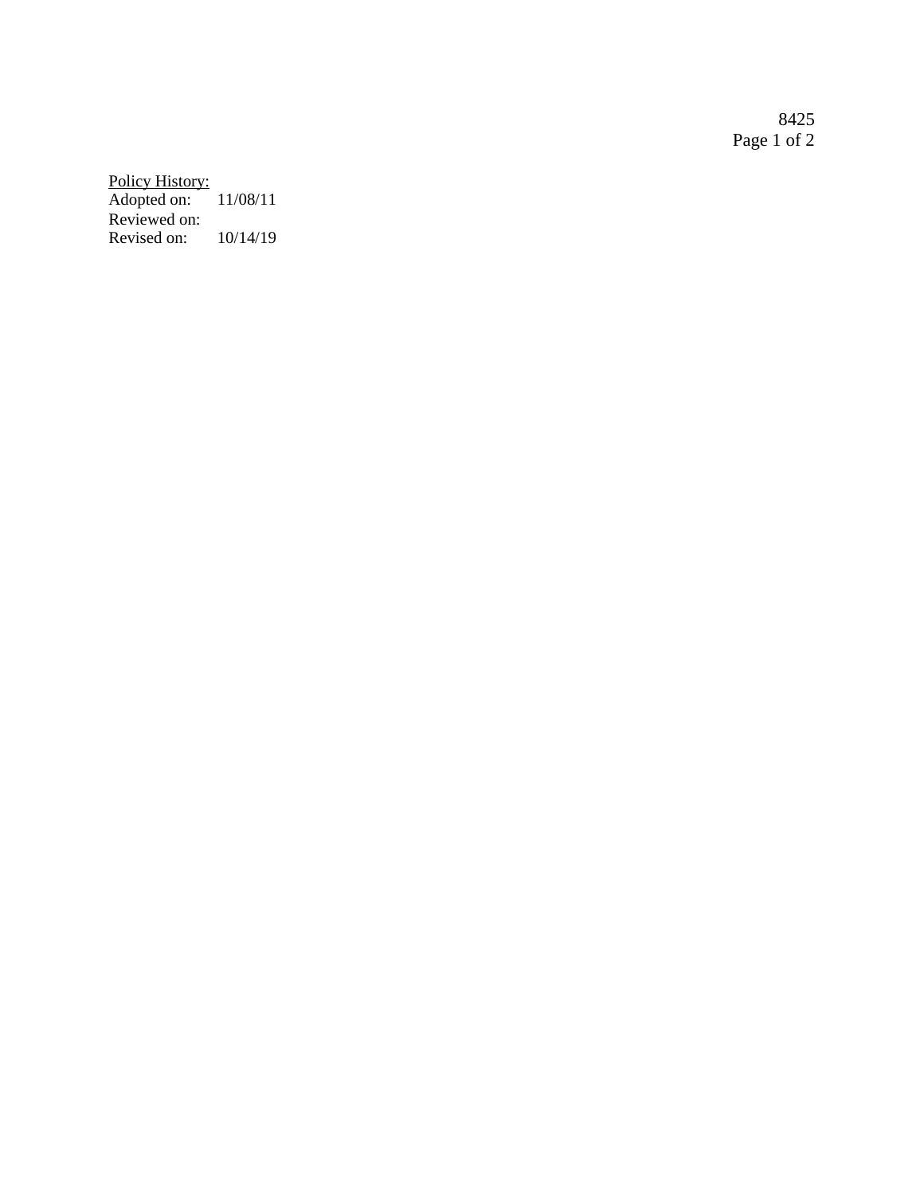Policy History:
Adopted on: 11/08/11
Reviewed on:
Revised on: 10/14/19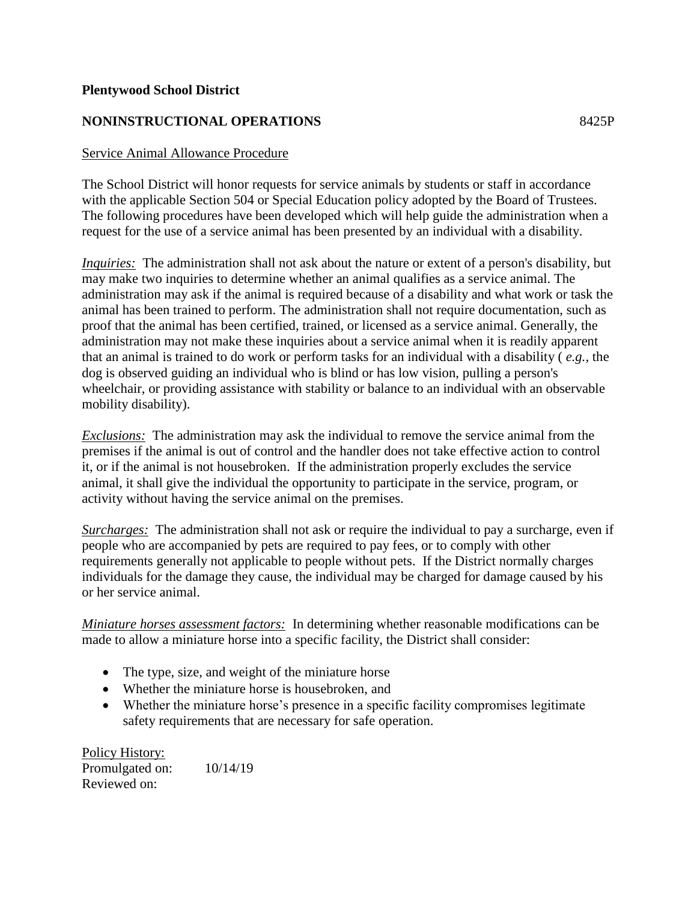**Plentywood School District**

**NONINSTRUCTIONAL OPERATIONS** 8425P

Service Animal Allowance Procedure

The School District will honor requests for service animals by students or staff in accordance with the applicable Section 504 or Special Education policy adopted by the Board of Trustees. The following procedures have been developed which will help guide the administration when a request for the use of a service animal has been presented by an individual with a disability.

*Inquiries:* The administration shall not ask about the nature or extent of a person's disability, but may make two inquiries to determine whether an animal qualifies as a service animal. The administration may ask if the animal is required because of a disability and what work or task the animal has been trained to perform. The administration shall not require documentation, such as proof that the animal has been certified, trained, or licensed as a service animal. Generally, the administration may not make these inquiries about a service animal when it is readily apparent that an animal is trained to do work or perform tasks for an individual with a disability ( *e.g.,* the dog is observed guiding an individual who is blind or has low vision, pulling a person's wheelchair, or providing assistance with stability or balance to an individual with an observable mobility disability).

*Exclusions:* The administration may ask the individual to remove the service animal from the premises if the animal is out of control and the handler does not take effective action to control it, or if the animal is not housebroken. If the administration properly excludes the service animal, it shall give the individual the opportunity to participate in the service, program, or activity without having the service animal on the premises.

*Surcharges:* The administration shall not ask or require the individual to pay a surcharge, even if people who are accompanied by pets are required to pay fees, or to comply with other requirements generally not applicable to people without pets. If the District normally charges individuals for the damage they cause, the individual may be charged for damage caused by his or her service animal.

*Miniature horses assessment factors:* In determining whether reasonable modifications can be made to allow a miniature horse into a specific facility, the District shall consider:

- The type, size, and weight of the miniature horse
- Whether the miniature horse is housebroken, and
- Whether the miniature horse's presence in a specific facility compromises legitimate safety requirements that are necessary for safe operation.

Policy History:
Promulgated on: 10/14/19
Reviewed on: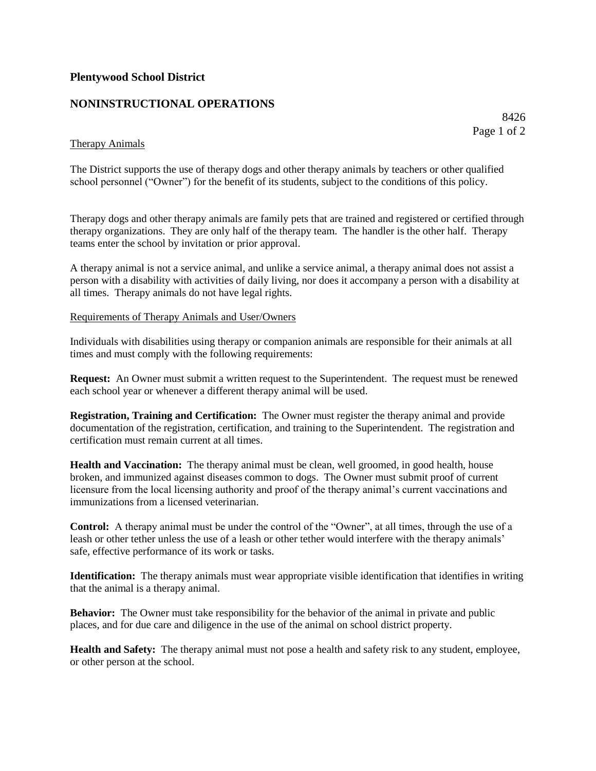**Plentywood School District**

**NONINSTRUCTIONAL OPERATIONS**

8426

Therapy Animals

The District supports the use of therapy dogs and other therapy animals by teachers or other qualified school personnel ("Owner") for the benefit of its students, subject to the conditions of this policy.

Therapy dogs and other therapy animals are family pets that are trained and registered or certified through therapy organizations. They are only half of the therapy team. The handler is the other half. Therapy teams enter the school by invitation or prior approval.

A therapy animal is not a service animal, and unlike a service animal, a therapy animal does not assist a person with a disability with activities of daily living, nor does it accompany a person with a disability at all times. Therapy animals do not have legal rights.

Requirements of Therapy Animals and User/Owners

Individuals with disabilities using therapy or companion animals are responsible for their animals at all times and must comply with the following requirements:

**Request:** An Owner must submit a written request to the Superintendent. The request must be renewed each school year or whenever a different therapy animal will be used.

**Registration, Training and Certification:** The Owner must register the therapy animal and provide documentation of the registration, certification, and training to the Superintendent. The registration and certification must remain current at all times.

**Health and Vaccination:** The therapy animal must be clean, well groomed, in good health, house broken, and immunized against diseases common to dogs. The Owner must submit proof of current licensure from the local licensing authority and proof of the therapy animal's current vaccinations and immunizations from a licensed veterinarian.

**Control:** A therapy animal must be under the control of the "Owner", at all times, through the use of a leash or other tether unless the use of a leash or other tether would interfere with the therapy animals' safe, effective performance of its work or tasks.

**Identification:** The therapy animals must wear appropriate visible identification that identifies in writing that the animal is a therapy animal.

**Behavior:** The Owner must take responsibility for the behavior of the animal in private and public places, and for due care and diligence in the use of the animal on school district property.

**Health and Safety:** The therapy animal must not pose a health and safety risk to any student, employee, or other person at the school.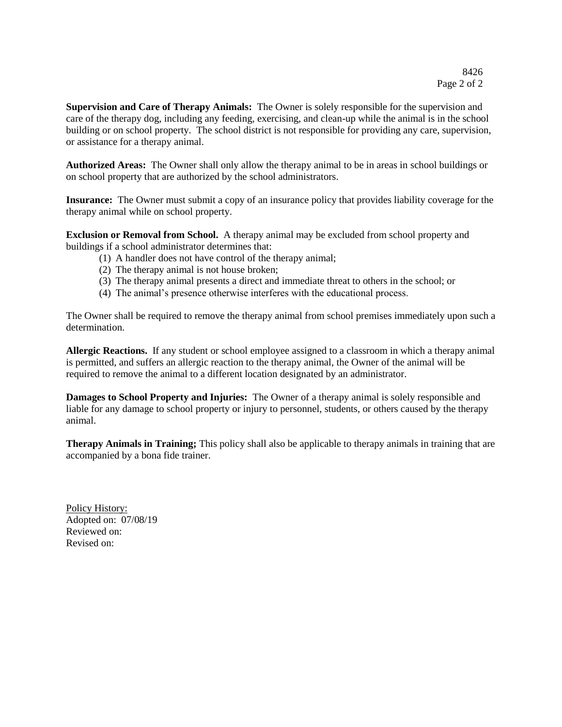**Supervision and Care of Therapy Animals:** The Owner is solely responsible for the supervision and care of the therapy dog, including any feeding, exercising, and clean-up while the animal is in the school building or on school property. The school district is not responsible for providing any care, supervision, or assistance for a therapy animal.

**Authorized Areas:** The Owner shall only allow the therapy animal to be in areas in school buildings or on school property that are authorized by the school administrators.

**Insurance:** The Owner must submit a copy of an insurance policy that provides liability coverage for the therapy animal while on school property.

**Exclusion or Removal from School.** A therapy animal may be excluded from school property and buildings if a school administrator determines that:

(1) A handler does not have control of the therapy animal;
(2) The therapy animal is not house broken;
(3) The therapy animal presents a direct and immediate threat to others in the school; or
(4) The animal's presence otherwise interferes with the educational process.

The Owner shall be required to remove the therapy animal from school premises immediately upon such a determination.

**Allergic Reactions.** If any student or school employee assigned to a classroom in which a therapy animal is permitted, and suffers an allergic reaction to the therapy animal, the Owner of the animal will be required to remove the animal to a different location designated by an administrator.

**Damages to School Property and Injuries:** The Owner of a therapy animal is solely responsible and liable for any damage to school property or injury to personnel, students, or others caused by the therapy animal.

**Therapy Animals in Training;** This policy shall also be applicable to therapy animals in training that are accompanied by a bona fide trainer.

Policy History:
Adopted on: 07/08/19
Reviewed on:
Revised on: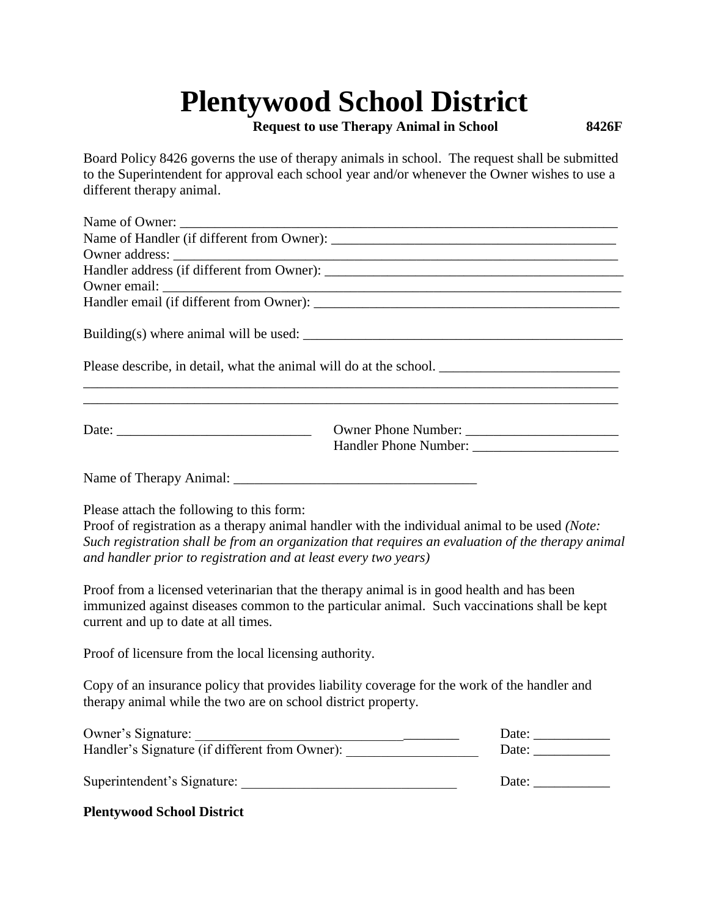# Plentywood School District

**Request to use Therapy Animal in School** **8426F**

Board Policy 8426 governs the use of therapy animals in school. The request shall be submitted to the Superintendent for approval each school year and/or whenever the Owner wishes to use a different therapy animal.

Name of Owner: ___________________________________________________________________

Name of Handler (if different from Owner): __________________________________________

Owner address: ___________________________________________________________________

Handler address (if different from Owner): ____________________________________________

Owner email: _____________________________________________________________________

Handler email (if different from Owner): ______________________________________________

Building(s) where animal will be used: ________________________________________________

Please describe, in detail, what the animal will do at the school. __________________________

_______________________________________________________________________________

_______________________________________________________________________________

Date: ____________________________ Owner Phone Number: ______________________

Handler Phone Number: _____________________

Name of Therapy Animal: ___________________________________

Please attach the following to this form:

Proof of registration as a therapy animal handler with the individual animal to be used *(Note: Such registration shall be from an organization that requires an evaluation of the therapy animal and handler prior to registration and at least every two years)*

Proof from a licensed veterinarian that the therapy animal is in good health and has been immunized against diseases common to the particular animal. Such vaccinations shall be kept current and up to date at all times.

Proof of licensure from the local licensing authority.

Copy of an insurance policy that provides liability coverage for the work of the handler and therapy animal while the two are on school district property.

Owner's Signature: _______________________________________ Date: ___________

Handler's Signature (if different from Owner): ___________________ Date: ___________

Superintendent's Signature: ________________________________ Date: ___________

**Plentywood School District**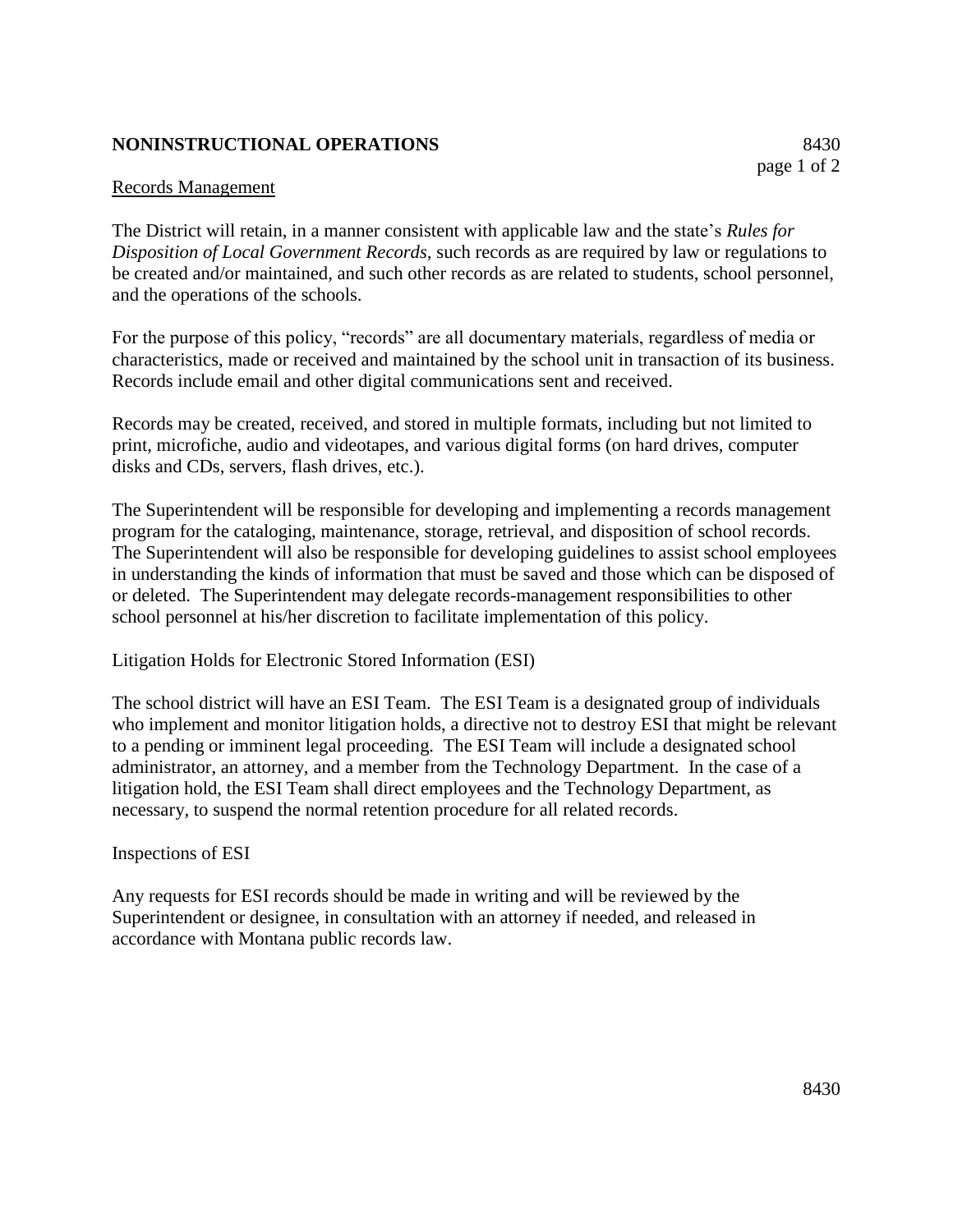**NONINSTRUCTIONAL OPERATIONS** 8430

Records Management

The District will retain, in a manner consistent with applicable law and the state's *Rules for Disposition of Local Government Records,* such records as are required by law or regulations to be created and/or maintained, and such other records as are related to students, school personnel, and the operations of the schools.

For the purpose of this policy, "records" are all documentary materials, regardless of media or characteristics, made or received and maintained by the school unit in transaction of its business. Records include email and other digital communications sent and received.

Records may be created, received, and stored in multiple formats, including but not limited to print, microfiche, audio and videotapes, and various digital forms (on hard drives, computer disks and CDs, servers, flash drives, etc.).

The Superintendent will be responsible for developing and implementing a records management program for the cataloging, maintenance, storage, retrieval, and disposition of school records. The Superintendent will also be responsible for developing guidelines to assist school employees in understanding the kinds of information that must be saved and those which can be disposed of or deleted. The Superintendent may delegate records-management responsibilities to other school personnel at his/her discretion to facilitate implementation of this policy.

Litigation Holds for Electronic Stored Information (ESI)

The school district will have an ESI Team. The ESI Team is a designated group of individuals who implement and monitor litigation holds, a directive not to destroy ESI that might be relevant to a pending or imminent legal proceeding. The ESI Team will include a designated school administrator, an attorney, and a member from the Technology Department. In the case of a litigation hold, the ESI Team shall direct employees and the Technology Department, as necessary, to suspend the normal retention procedure for all related records.

Inspections of ESI

Any requests for ESI records should be made in writing and will be reviewed by the Superintendent or designee, in consultation with an attorney if needed, and released in accordance with Montana public records law.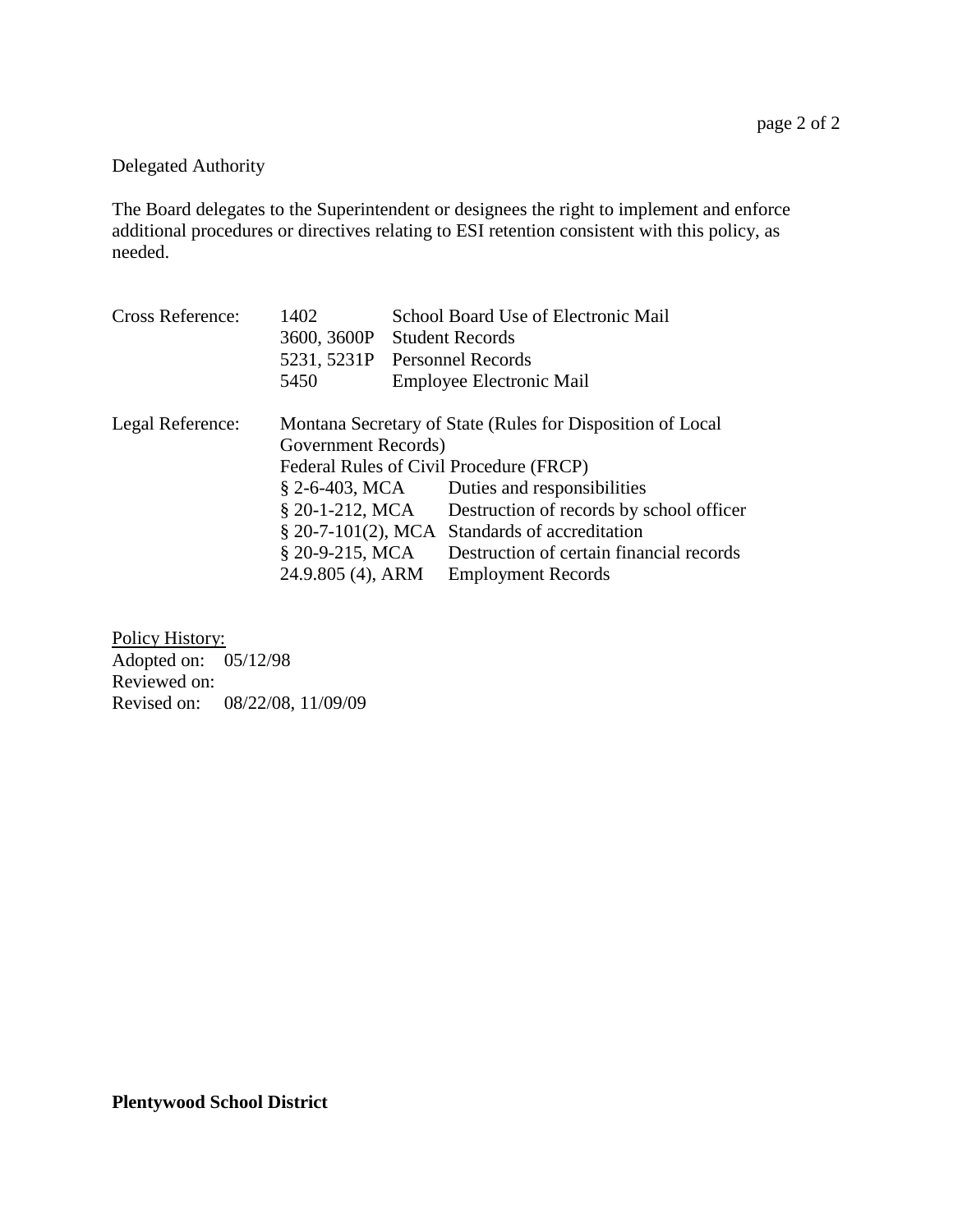Delegated Authority

The Board delegates to the Superintendent or designees the right to implement and enforce additional procedures or directives relating to ESI retention consistent with this policy, as needed.

Cross Reference:

| | | |
|---|---|---|
| | 1402 | School Board Use of Electronic Mail |
| | 3600, 3600P | Student Records |
| | 5231, 5231P | Personnel Records |
| | 5450 | Employee Electronic Mail |

Legal Reference:

Montana Secretary of State (Rules for Disposition of Local Government Records)
Federal Rules of Civil Procedure (FRCP)

| | |
|---|---|
| § 2-6-403, MCA | Duties and responsibilities |
| § 20-1-212, MCA | Destruction of records by school officer |
| § 20-7-101(2), MCA | Standards of accreditation |
| § 20-9-215, MCA | Destruction of certain financial records |
| 24.9.805 (4), ARM | Employment Records |

Policy History:
Adopted on: 05/12/98
Reviewed on:
Revised on: 08/22/08, 11/09/09

**Plentywood School District**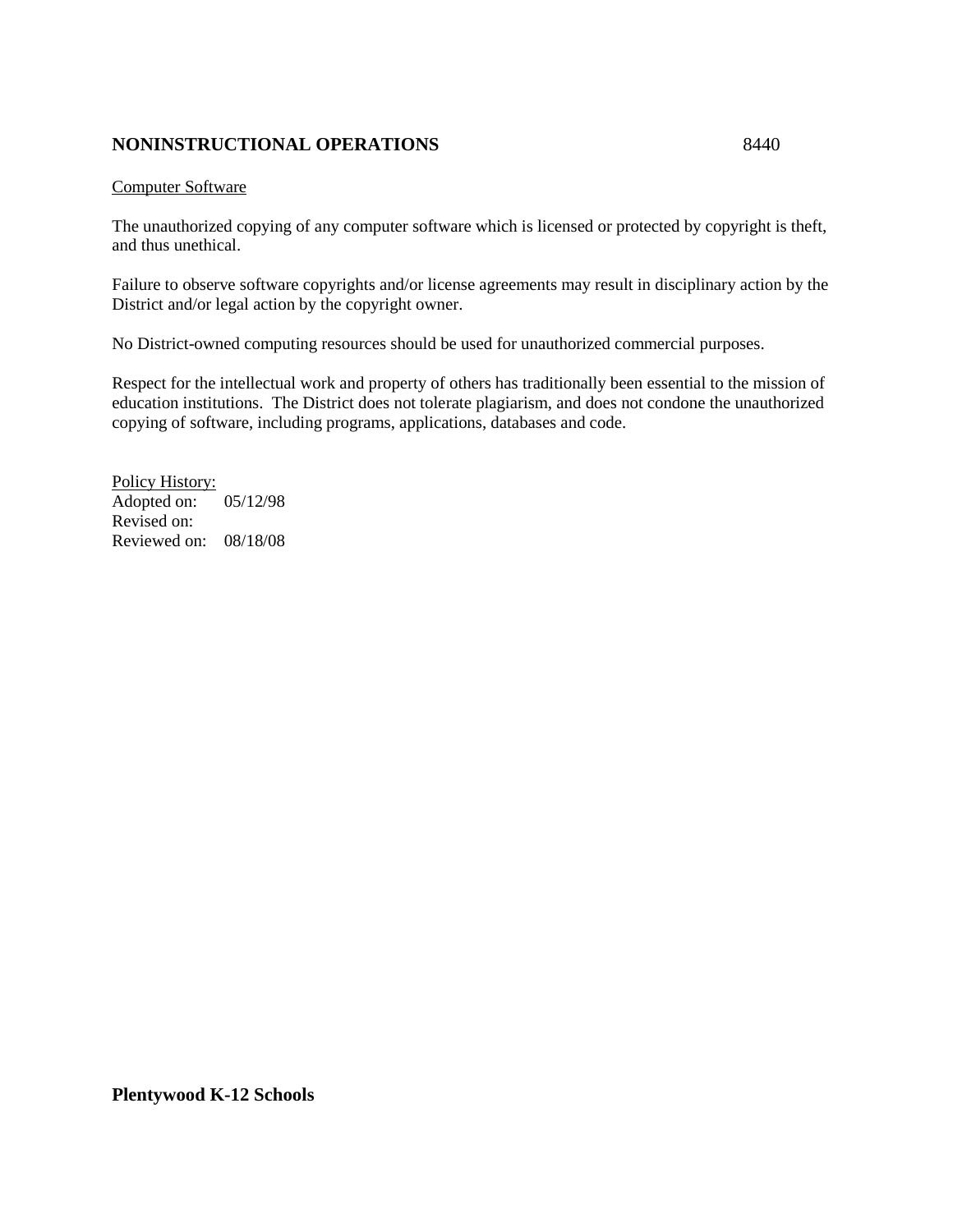## NONINSTRUCTIONAL OPERATIONS 8440

Computer Software

The unauthorized copying of any computer software which is licensed or protected by copyright is theft, and thus unethical.

Failure to observe software copyrights and/or license agreements may result in disciplinary action by the District and/or legal action by the copyright owner.

No District-owned computing resources should be used for unauthorized commercial purposes.

Respect for the intellectual work and property of others has traditionally been essential to the mission of education institutions. The District does not tolerate plagiarism, and does not condone the unauthorized copying of software, including programs, applications, databases and code.

Policy History:
Adopted on: 05/12/98
Revised on:
Reviewed on: 08/18/08

**Plentywood K-12 Schools**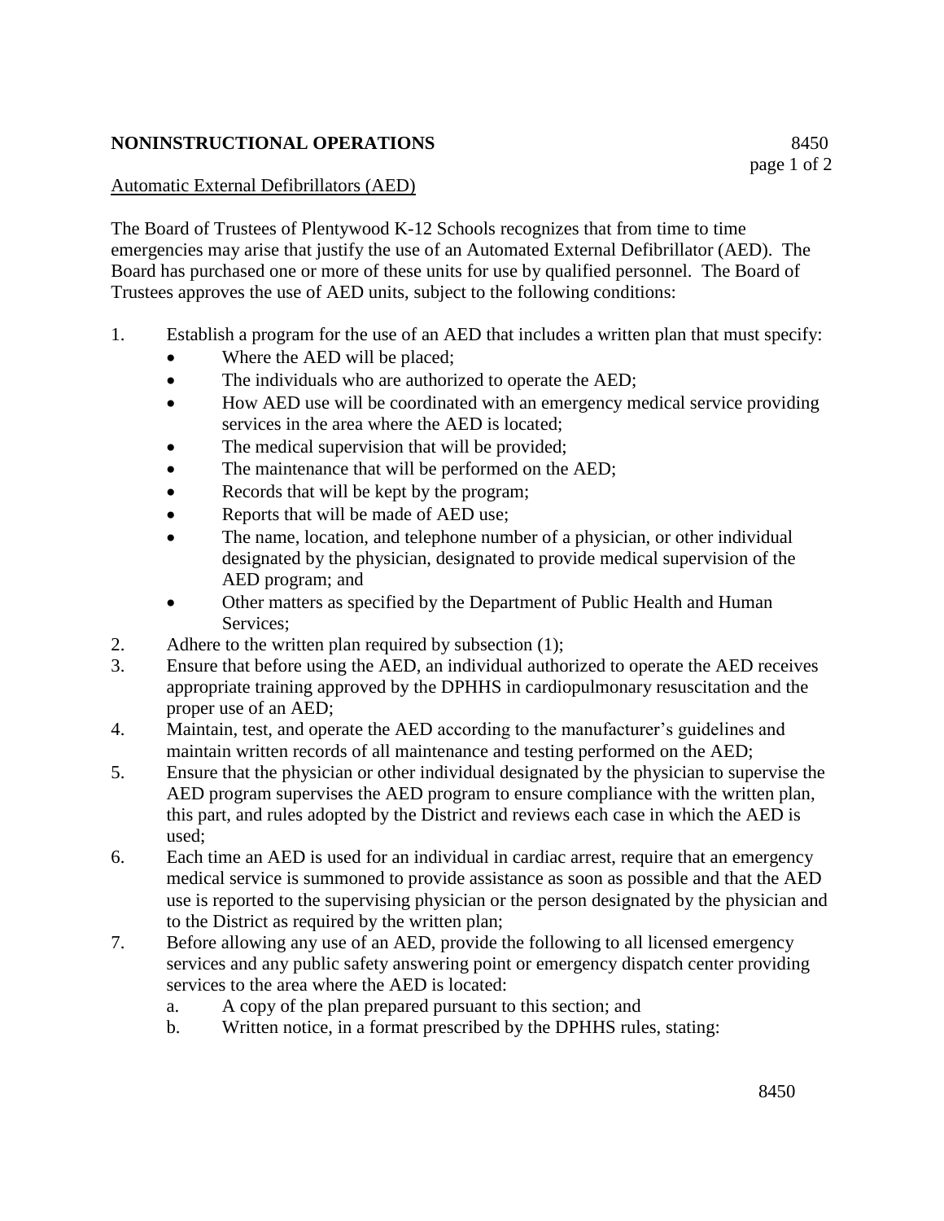**NONINSTRUCTIONAL OPERATIONS** 8450

Automatic External Defibrillators (AED)

The Board of Trustees of Plentywood K-12 Schools recognizes that from time to time emergencies may arise that justify the use of an Automated External Defibrillator (AED). The Board has purchased one or more of these units for use by qualified personnel. The Board of Trustees approves the use of AED units, subject to the following conditions:

1. Establish a program for the use of an AED that includes a written plan that must specify:
   - Where the AED will be placed;
   - The individuals who are authorized to operate the AED;
   - How AED use will be coordinated with an emergency medical service providing services in the area where the AED is located;
   - The medical supervision that will be provided;
   - The maintenance that will be performed on the AED;
   - Records that will be kept by the program;
   - Reports that will be made of AED use;
   - The name, location, and telephone number of a physician, or other individual designated by the physician, designated to provide medical supervision of the AED program; and
   - Other matters as specified by the Department of Public Health and Human Services;
2. Adhere to the written plan required by subsection (1);
3. Ensure that before using the AED, an individual authorized to operate the AED receives appropriate training approved by the DPHHS in cardiopulmonary resuscitation and the proper use of an AED;
4. Maintain, test, and operate the AED according to the manufacturer's guidelines and maintain written records of all maintenance and testing performed on the AED;
5. Ensure that the physician or other individual designated by the physician to supervise the AED program supervises the AED program to ensure compliance with the written plan, this part, and rules adopted by the District and reviews each case in which the AED is used;
6. Each time an AED is used for an individual in cardiac arrest, require that an emergency medical service is summoned to provide assistance as soon as possible and that the AED use is reported to the supervising physician or the person designated by the physician and to the District as required by the written plan;
7. Before allowing any use of an AED, provide the following to all licensed emergency services and any public safety answering point or emergency dispatch center providing services to the area where the AED is located:
   a. A copy of the plan prepared pursuant to this section; and
   b. Written notice, in a format prescribed by the DPHHS rules, stating: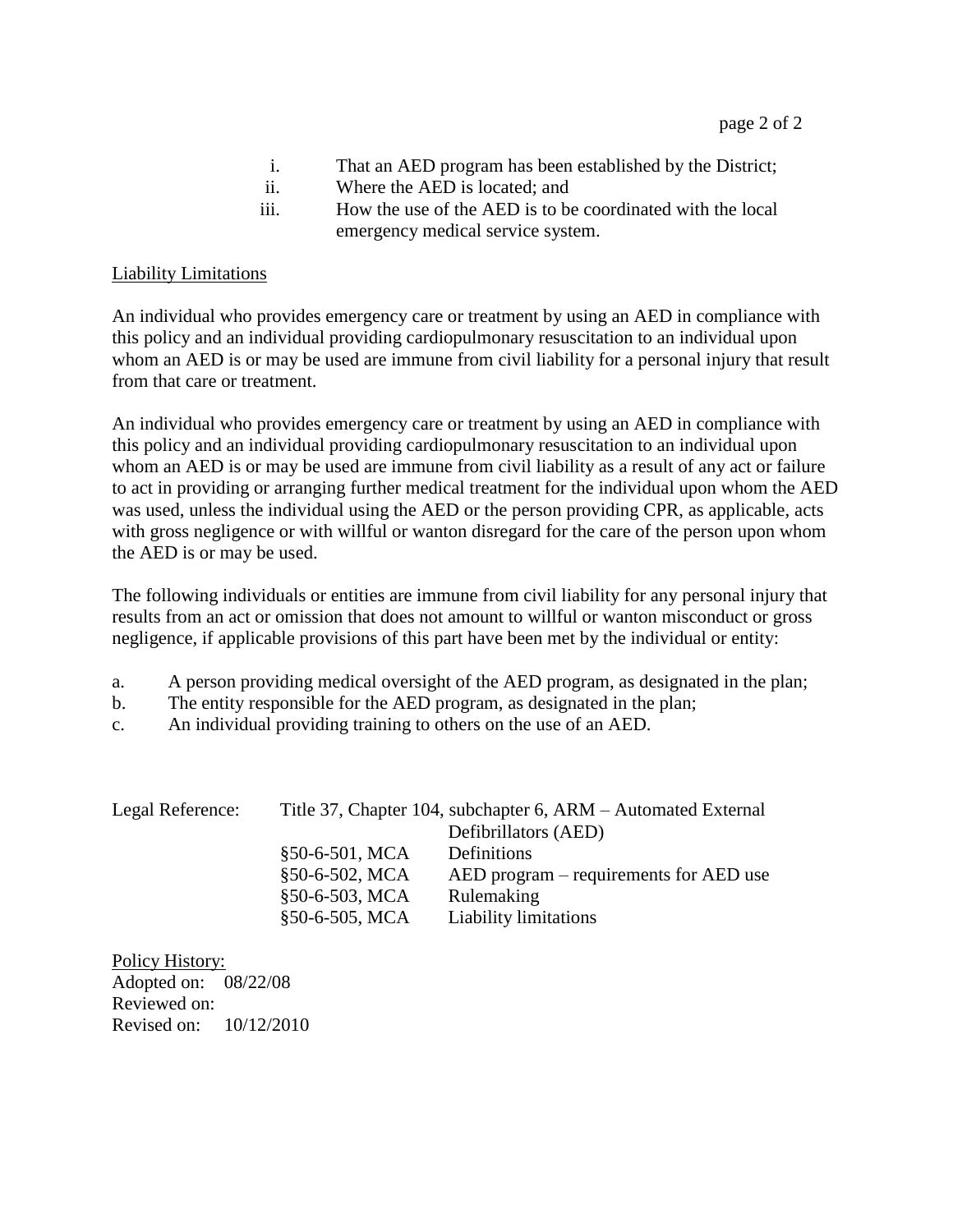i. That an AED program has been established by the District;
ii. Where the AED is located; and
iii. How the use of the AED is to be coordinated with the local emergency medical service system.

Liability Limitations

An individual who provides emergency care or treatment by using an AED in compliance with this policy and an individual providing cardiopulmonary resuscitation to an individual upon whom an AED is or may be used are immune from civil liability for a personal injury that result from that care or treatment.

An individual who provides emergency care or treatment by using an AED in compliance with this policy and an individual providing cardiopulmonary resuscitation to an individual upon whom an AED is or may be used are immune from civil liability as a result of any act or failure to act in providing or arranging further medical treatment for the individual upon whom the AED was used, unless the individual using the AED or the person providing CPR, as applicable, acts with gross negligence or with willful or wanton disregard for the care of the person upon whom the AED is or may be used.

The following individuals or entities are immune from civil liability for any personal injury that results from an act or omission that does not amount to willful or wanton misconduct or gross negligence, if applicable provisions of this part have been met by the individual or entity:

a. A person providing medical oversight of the AED program, as designated in the plan;
b. The entity responsible for the AED program, as designated in the plan;
c. An individual providing training to others on the use of an AED.

| Legal Reference: | Title 37, Chapter 104, subchapter 6, ARM – Automated External Defibrillators (AED) | |
|---|---|---|
| | §50-6-501, MCA | Definitions |
| | §50-6-502, MCA | AED program – requirements for AED use |
| | §50-6-503, MCA | Rulemaking |
| | §50-6-505, MCA | Liability limitations |

Policy History:
Adopted on: 08/22/08
Reviewed on:
Revised on: 10/12/2010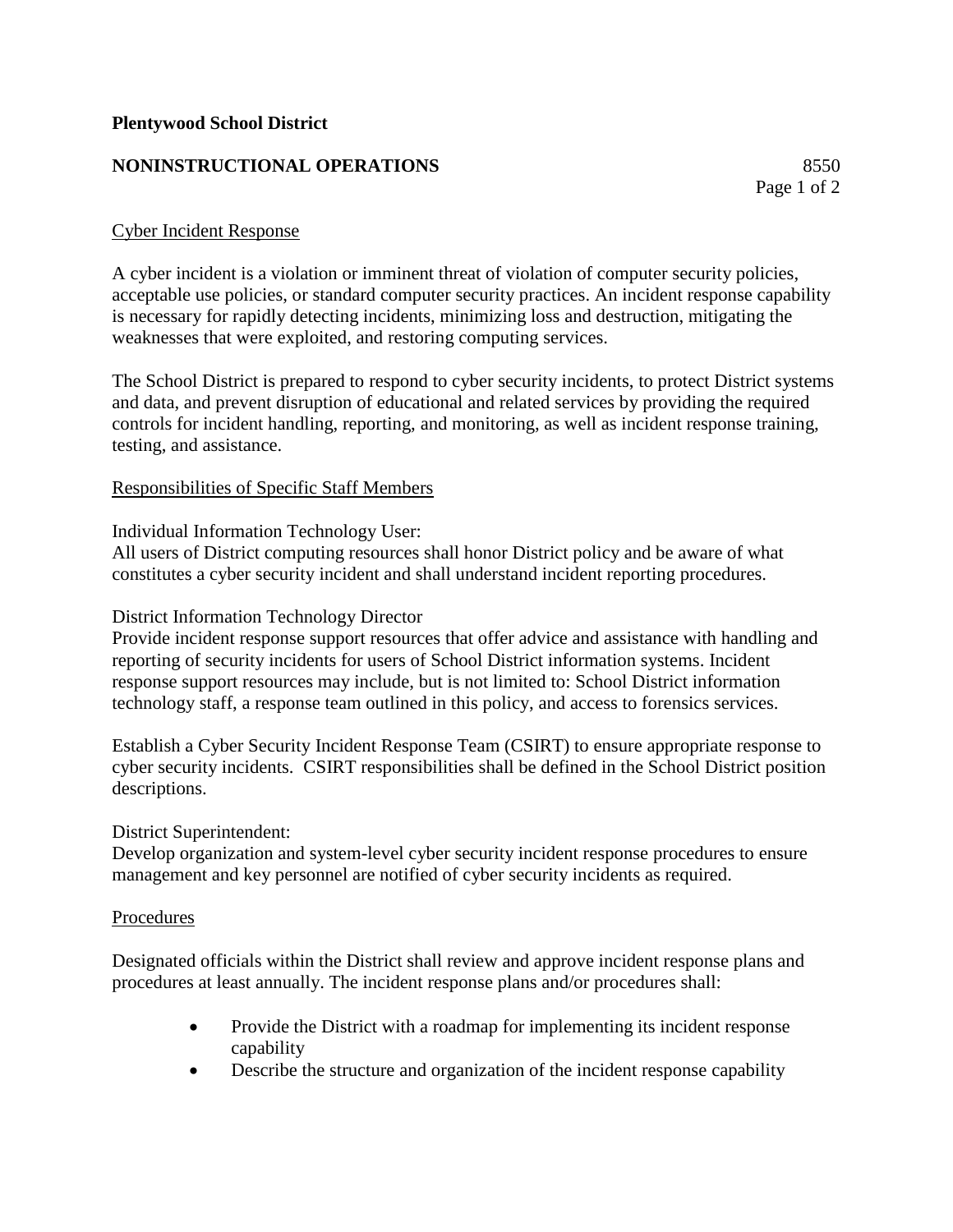**Plentywood School District**

**NONINSTRUCTIONAL OPERATIONS** 8550

Cyber Incident Response

A cyber incident is a violation or imminent threat of violation of computer security policies, acceptable use policies, or standard computer security practices. An incident response capability is necessary for rapidly detecting incidents, minimizing loss and destruction, mitigating the weaknesses that were exploited, and restoring computing services.

The School District is prepared to respond to cyber security incidents, to protect District systems and data, and prevent disruption of educational and related services by providing the required controls for incident handling, reporting, and monitoring, as well as incident response training, testing, and assistance.

Responsibilities of Specific Staff Members

Individual Information Technology User:
All users of District computing resources shall honor District policy and be aware of what constitutes a cyber security incident and shall understand incident reporting procedures.

District Information Technology Director
Provide incident response support resources that offer advice and assistance with handling and reporting of security incidents for users of School District information systems. Incident response support resources may include, but is not limited to: School District information technology staff, a response team outlined in this policy, and access to forensics services.

Establish a Cyber Security Incident Response Team (CSIRT) to ensure appropriate response to cyber security incidents. CSIRT responsibilities shall be defined in the School District position descriptions.

District Superintendent:
Develop organization and system-level cyber security incident response procedures to ensure management and key personnel are notified of cyber security incidents as required.

Procedures

Designated officials within the District shall review and approve incident response plans and procedures at least annually. The incident response plans and/or procedures shall:

- Provide the District with a roadmap for implementing its incident response capability
- Describe the structure and organization of the incident response capability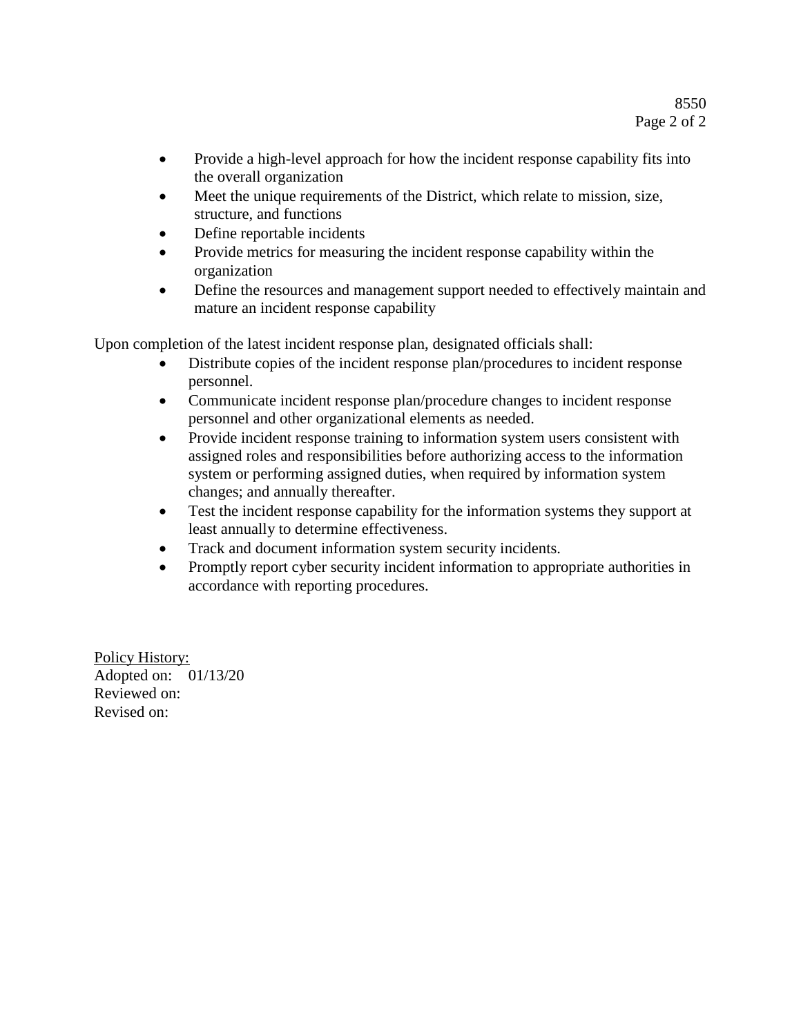- Provide a high-level approach for how the incident response capability fits into the overall organization
- Meet the unique requirements of the District, which relate to mission, size, structure, and functions
- Define reportable incidents
- Provide metrics for measuring the incident response capability within the organization
- Define the resources and management support needed to effectively maintain and mature an incident response capability

Upon completion of the latest incident response plan, designated officials shall:

- Distribute copies of the incident response plan/procedures to incident response personnel.
- Communicate incident response plan/procedure changes to incident response personnel and other organizational elements as needed.
- Provide incident response training to information system users consistent with assigned roles and responsibilities before authorizing access to the information system or performing assigned duties, when required by information system changes; and annually thereafter.
- Test the incident response capability for the information systems they support at least annually to determine effectiveness.
- Track and document information system security incidents.
- Promptly report cyber security incident information to appropriate authorities in accordance with reporting procedures.

Policy History:
Adopted on: 01/13/20
Reviewed on:
Revised on: